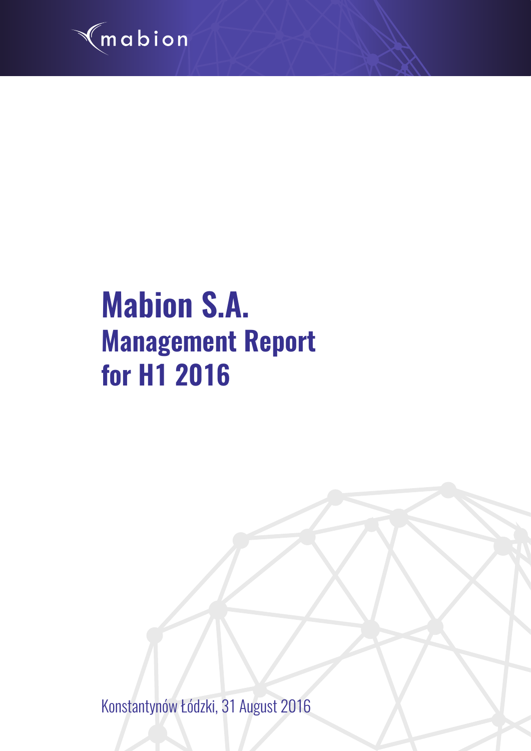mabion

# Mabion S.A.

## Management Report for H1 2016

Konstantynów Łódzki, 31 August 2016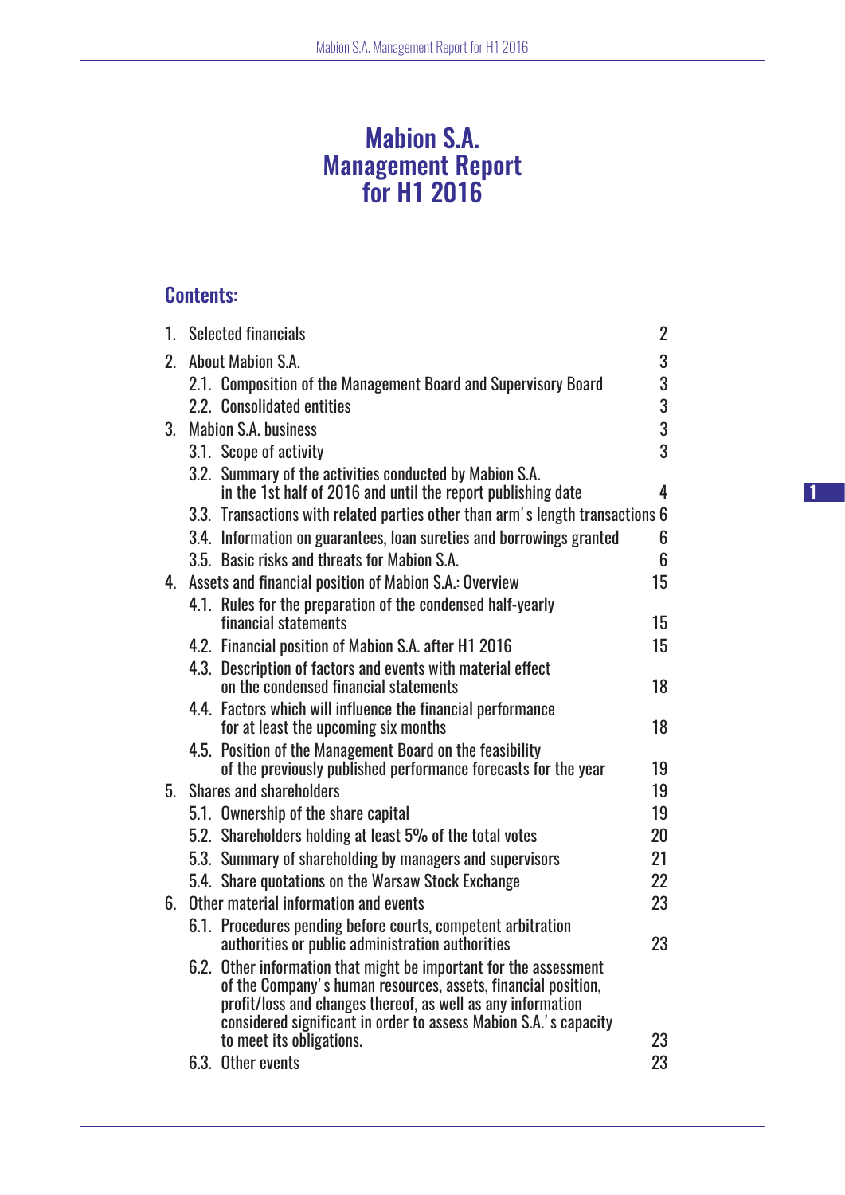# Mabion S.A. Management Report for H1 2016

## Contents:

| | | |
|---|---|---|
| 1. | Selected financials | 2 |
| 2. | About Mabion S.A. | 3 |
| | 2.1. Composition of the Management Board and Supervisory Board | 3 |
| | 2.2. Consolidated entities | 3 |
| 3. | Mabion S.A. business | 3 |
| | 3.1. Scope of activity | 3 |
| | 3.2. Summary of the activities conducted by Mabion S.A. in the 1st half of 2016 and until the report publishing date | 4 |
| | 3.3. Transactions with related parties other than arm's length transactions | 6 |
| | 3.4. Information on guarantees, loan sureties and borrowings granted | 6 |
| | 3.5. Basic risks and threats for Mabion S.A. | 6 |
| 4. | Assets and financial position of Mabion S.A.: Overview | 15 |
| | 4.1. Rules for the preparation of the condensed half-yearly financial statements | 15 |
| | 4.2. Financial position of Mabion S.A. after H1 2016 | 15 |
| | 4.3. Description of factors and events with material effect on the condensed financial statements | 18 |
| | 4.4. Factors which will influence the financial performance for at least the upcoming six months | 18 |
| | 4.5. Position of the Management Board on the feasibility of the previously published performance forecasts for the year | 19 |
| 5. | Shares and shareholders | 19 |
| | 5.1. Ownership of the share capital | 19 |
| | 5.2. Shareholders holding at least 5% of the total votes | 20 |
| | 5.3. Summary of shareholding by managers and supervisors | 21 |
| | 5.4. Share quotations on the Warsaw Stock Exchange | 22 |
| 6. | Other material information and events | 23 |
| | 6.1. Procedures pending before courts, competent arbitration authorities or public administration authorities | 23 |
| | 6.2. Other information that might be important for the assessment of the Company's human resources, assets, financial position, profit/loss and changes thereof, as well as any information considered significant in order to assess Mabion S.A.'s capacity to meet its obligations. | 23 |
| | 6.3. Other events | 23 |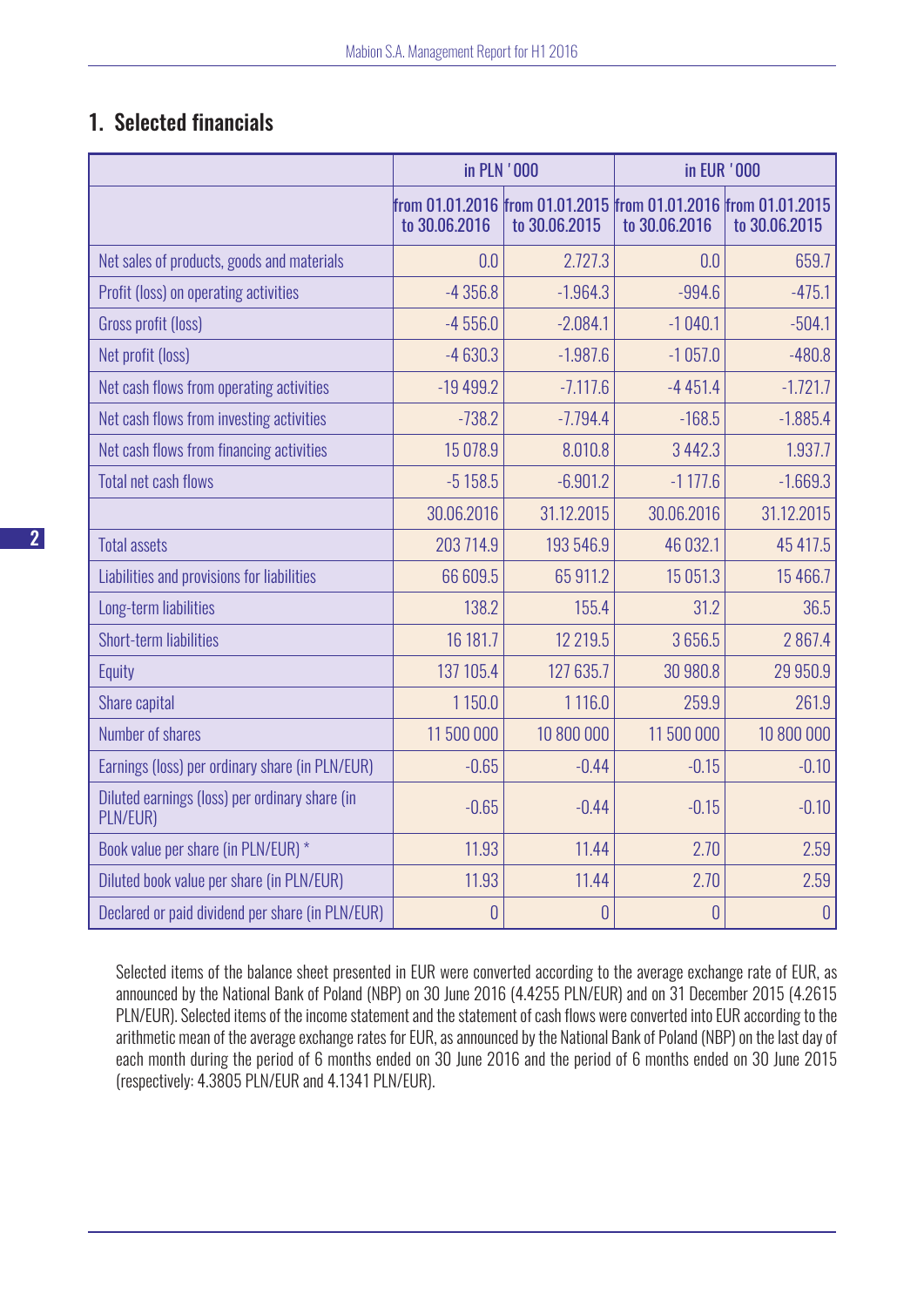## 1. Selected financials

| | in PLN '000 | | in EUR '000 | |
|---|---|---|---|---|
| | from 01.01.2016 to 30.06.2016 | from 01.01.2015 to 30.06.2015 | from 01.01.2016 to 30.06.2016 | from 01.01.2015 to 30.06.2015 |
| Net sales of products, goods and materials | 0.0 | 2.727.3 | 0.0 | 659.7 |
| Profit (loss) on operating activities | -4 356.8 | -1.964.3 | -994.6 | -475.1 |
| Gross profit (loss) | -4 556.0 | -2.084.1 | -1 040.1 | -504.1 |
| Net profit (loss) | -4 630.3 | -1.987.6 | -1 057.0 | -480.8 |
| Net cash flows from operating activities | -19 499.2 | -7.117.6 | -4 451.4 | -1.721.7 |
| Net cash flows from investing activities | -738.2 | -7.794.4 | -168.5 | -1.885.4 |
| Net cash flows from financing activities | 15 078.9 | 8.010.8 | 3 442.3 | 1.937.7 |
| Total net cash flows | -5 158.5 | -6.901.2 | -1 177.6 | -1.669.3 |
| | 30.06.2016 | 31.12.2015 | 30.06.2016 | 31.12.2015 |
| Total assets | 203 714.9 | 193 546.9 | 46 032.1 | 45 417.5 |
| Liabilities and provisions for liabilities | 66 609.5 | 65 911.2 | 15 051.3 | 15 466.7 |
| Long-term liabilities | 138.2 | 155.4 | 31.2 | 36.5 |
| Short-term liabilities | 16 181.7 | 12 219.5 | 3 656.5 | 2 867.4 |
| Equity | 137 105.4 | 127 635.7 | 30 980.8 | 29 950.9 |
| Share capital | 1 150.0 | 1 116.0 | 259.9 | 261.9 |
| Number of shares | 11 500 000 | 10 800 000 | 11 500 000 | 10 800 000 |
| Earnings (loss) per ordinary share (in PLN/EUR) | -0.65 | -0.44 | -0.15 | -0.10 |
| Diluted earnings (loss) per ordinary share (in PLN/EUR) | -0.65 | -0.44 | -0.15 | -0.10 |
| Book value per share (in PLN/EUR) * | 11.93 | 11.44 | 2.70 | 2.59 |
| Diluted book value per share (in PLN/EUR) | 11.93 | 11.44 | 2.70 | 2.59 |
| Declared or paid dividend per share (in PLN/EUR) | 0 | 0 | 0 | 0 |

Selected items of the balance sheet presented in EUR were converted according to the average exchange rate of EUR, as announced by the National Bank of Poland (NBP) on 30 June 2016 (4.4255 PLN/EUR) and on 31 December 2015 (4.2615 PLN/EUR). Selected items of the income statement and the statement of cash flows were converted into EUR according to the arithmetic mean of the average exchange rates for EUR, as announced by the National Bank of Poland (NBP) on the last day of each month during the period of 6 months ended on 30 June 2016 and the period of 6 months ended on 30 June 2015 (respectively: 4.3805 PLN/EUR and 4.1341 PLN/EUR).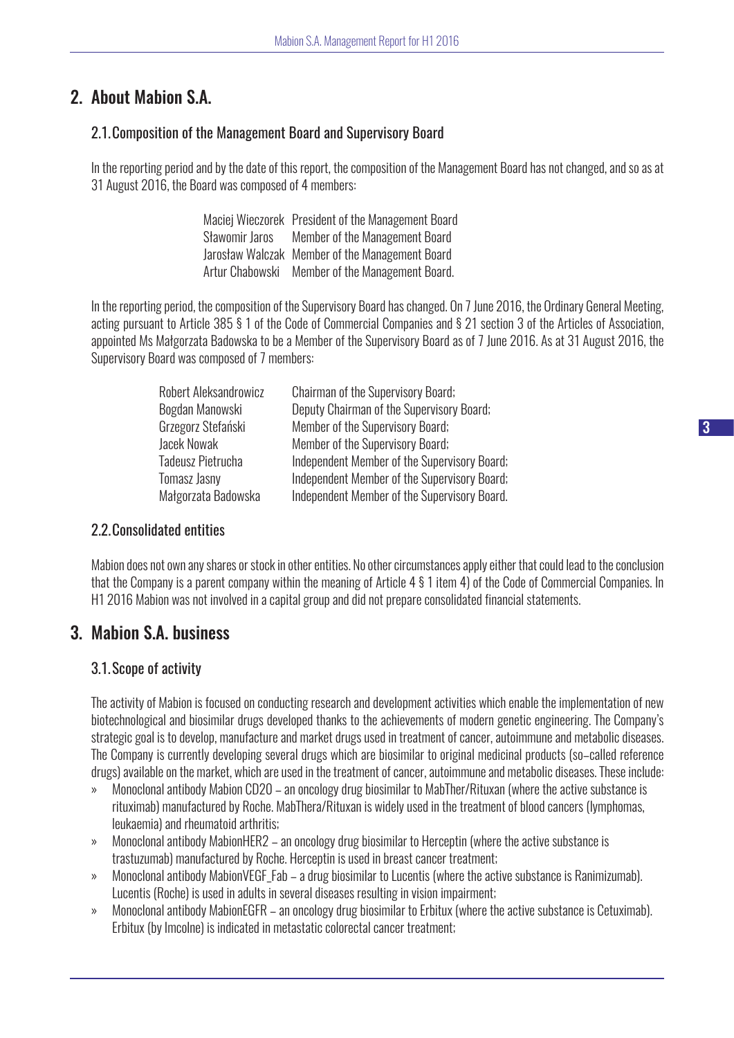## 2. About Mabion S.A.

### 2.1. Composition of the Management Board and Supervisory Board

In the reporting period and by the date of this report, the composition of the Management Board has not changed, and so as at 31 August 2016, the Board was composed of 4 members:

| | |
|---|---|
| Maciej Wieczorek | President of the Management Board |
| Sławomir Jaros | Member of the Management Board |
| Jarosław Walczak | Member of the Management Board |
| Artur Chabowski | Member of the Management Board. |

In the reporting period, the composition of the Supervisory Board has changed. On 7 June 2016, the Ordinary General Meeting, acting pursuant to Article 385 § 1 of the Code of Commercial Companies and § 21 section 3 of the Articles of Association, appointed Ms Małgorzata Badowska to be a Member of the Supervisory Board as of 7 June 2016. As at 31 August 2016, the Supervisory Board was composed of 7 members:

| | |
|---|---|
| Robert Aleksandrowicz | Chairman of the Supervisory Board; |
| Bogdan Manowski | Deputy Chairman of the Supervisory Board; |
| Grzegorz Stefański | Member of the Supervisory Board; |
| Jacek Nowak | Member of the Supervisory Board; |
| Tadeusz Pietrucha | Independent Member of the Supervisory Board; |
| Tomasz Jasny | Independent Member of the Supervisory Board; |
| Małgorzata Badowska | Independent Member of the Supervisory Board. |

### 2.2. Consolidated entities

Mabion does not own any shares or stock in other entities. No other circumstances apply either that could lead to the conclusion that the Company is a parent company within the meaning of Article 4 § 1 item 4) of the Code of Commercial Companies. In H1 2016 Mabion was not involved in a capital group and did not prepare consolidated financial statements.

## 3. Mabion S.A. business

### 3.1. Scope of activity

The activity of Mabion is focused on conducting research and development activities which enable the implementation of new biotechnological and biosimilar drugs developed thanks to the achievements of modern genetic engineering. The Company's strategic goal is to develop, manufacture and market drugs used in treatment of cancer, autoimmune and metabolic diseases. The Company is currently developing several drugs which are biosimilar to original medicinal products (so-called reference drugs) available on the market, which are used in the treatment of cancer, autoimmune and metabolic diseases. These include:

- Monoclonal antibody Mabion CD20 – an oncology drug biosimilar to MabTher/Rituxan (where the active substance is rituximab) manufactured by Roche. MabThera/Rituxan is widely used in the treatment of blood cancers (lymphomas, leukaemia) and rheumatoid arthritis;
- Monoclonal antibody MabionHER2 – an oncology drug biosimilar to Herceptin (where the active substance is trastuzumab) manufactured by Roche. Herceptin is used in breast cancer treatment;
- Monoclonal antibody MabionVEGF_Fab – a drug biosimilar to Lucentis (where the active substance is Ranimizumab). Lucentis (Roche) is used in adults in several diseases resulting in vision impairment;
- Monoclonal antibody MabionEGFR – an oncology drug biosimilar to Erbitux (where the active substance is Cetuximab). Erbitux (by Imcolne) is indicated in metastatic colorectal cancer treatment;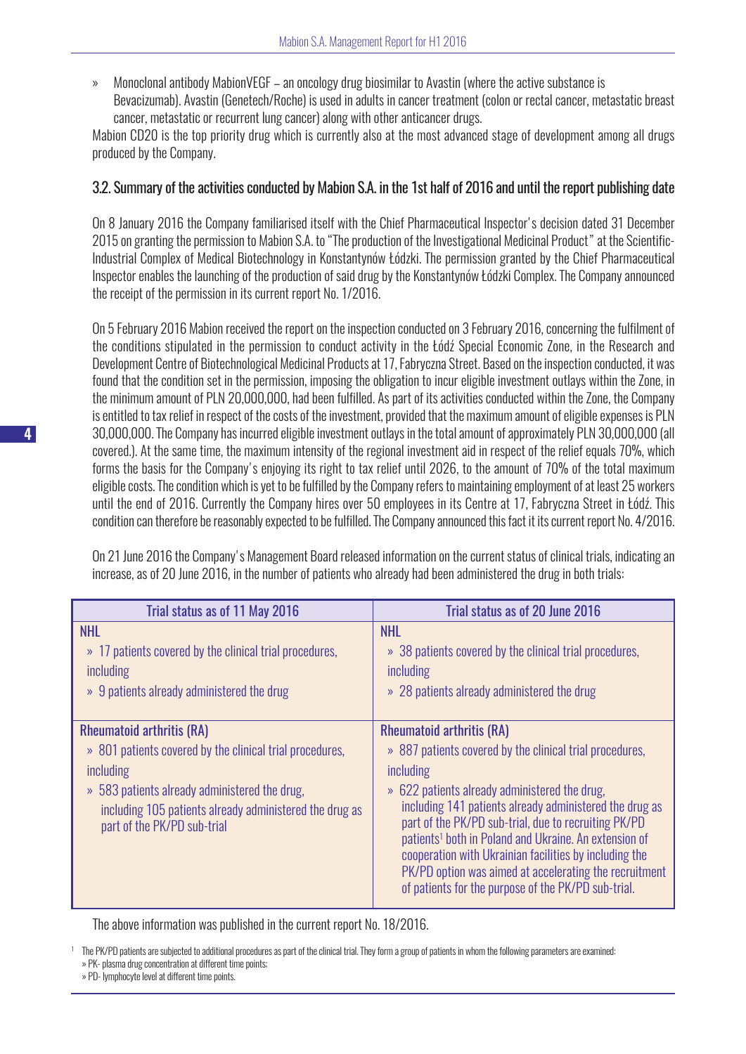» Monoclonal antibody MabionVEGF – an oncology drug biosimilar to Avastin (where the active substance is Bevacizumab). Avastin (Genetech/Roche) is used in adults in cancer treatment (colon or rectal cancer, metastatic breast cancer, metastatic or recurrent lung cancer) along with other anticancer drugs.

Mabion CD20 is the top priority drug which is currently also at the most advanced stage of development among all drugs produced by the Company.

## 3.2. Summary of the activities conducted by Mabion S.A. in the 1st half of 2016 and until the report publishing date

On 8 January 2016 the Company familiarised itself with the Chief Pharmaceutical Inspector's decision dated 31 December 2015 on granting the permission to Mabion S.A. to "The production of the Investigational Medicinal Product" at the Scientific-Industrial Complex of Medical Biotechnology in Konstantynów Łódzki. The permission granted by the Chief Pharmaceutical Inspector enables the launching of the production of said drug by the Konstantynów Łódzki Complex. The Company announced the receipt of the permission in its current report No. 1/2016.

On 5 February 2016 Mabion received the report on the inspection conducted on 3 February 2016, concerning the fulfilment of the conditions stipulated in the permission to conduct activity in the Łódź Special Economic Zone, in the Research and Development Centre of Biotechnological Medicinal Products at 17, Fabryczna Street. Based on the inspection conducted, it was found that the condition set in the permission, imposing the obligation to incur eligible investment outlays within the Zone, in the minimum amount of PLN 20,000,000, had been fulfilled. As part of its activities conducted within the Zone, the Company is entitled to tax relief in respect of the costs of the investment, provided that the maximum amount of eligible expenses is PLN 30,000,000. The Company has incurred eligible investment outlays in the total amount of approximately PLN 30,000,000 (all covered.). At the same time, the maximum intensity of the regional investment aid in respect of the relief equals 70%, which forms the basis for the Company's enjoying its right to tax relief until 2026, to the amount of 70% of the total maximum eligible costs. The condition which is yet to be fulfilled by the Company refers to maintaining employment of at least 25 workers until the end of 2016. Currently the Company hires over 50 employees in its Centre at 17, Fabryczna Street in Łódź. This condition can therefore be reasonably expected to be fulfilled. The Company announced this fact it its current report No. 4/2016.

On 21 June 2016 the Company's Management Board released information on the current status of clinical trials, indicating an increase, as of 20 June 2016, in the number of patients who already had been administered the drug in both trials:

| Trial status as of 11 May 2016 | Trial status as of 20 June 2016 |
|---|---|
| **NHL**<br>» 17 patients covered by the clinical trial procedures, including<br>» 9 patients already administered the drug | **NHL**<br>» 38 patients covered by the clinical trial procedures, including<br>» 28 patients already administered the drug |
| **Rheumatoid arthritis (RA)**<br>» 801 patients covered by the clinical trial procedures, including<br>» 583 patients already administered the drug, including 105 patients already administered the drug as part of the PK/PD sub-trial | **Rheumatoid arthritis (RA)**<br>» 887 patients covered by the clinical trial procedures, including<br>» 622 patients already administered the drug, including 141 patients already administered the drug as part of the PK/PD sub-trial, due to recruiting PK/PD patients[1] both in Poland and Ukraine. An extension of cooperation with Ukrainian facilities by including the PK/PD option was aimed at accelerating the recruitment of patients for the purpose of the PK/PD sub-trial. |

The above information was published in the current report No. 18/2016.

[1] The PK/PD patients are subjected to additional procedures as part of the clinical trial. They form a group of patients in whom the following parameters are examined:
» PK- plasma drug concentration at different time points;
» PD- lymphocyte level at different time points.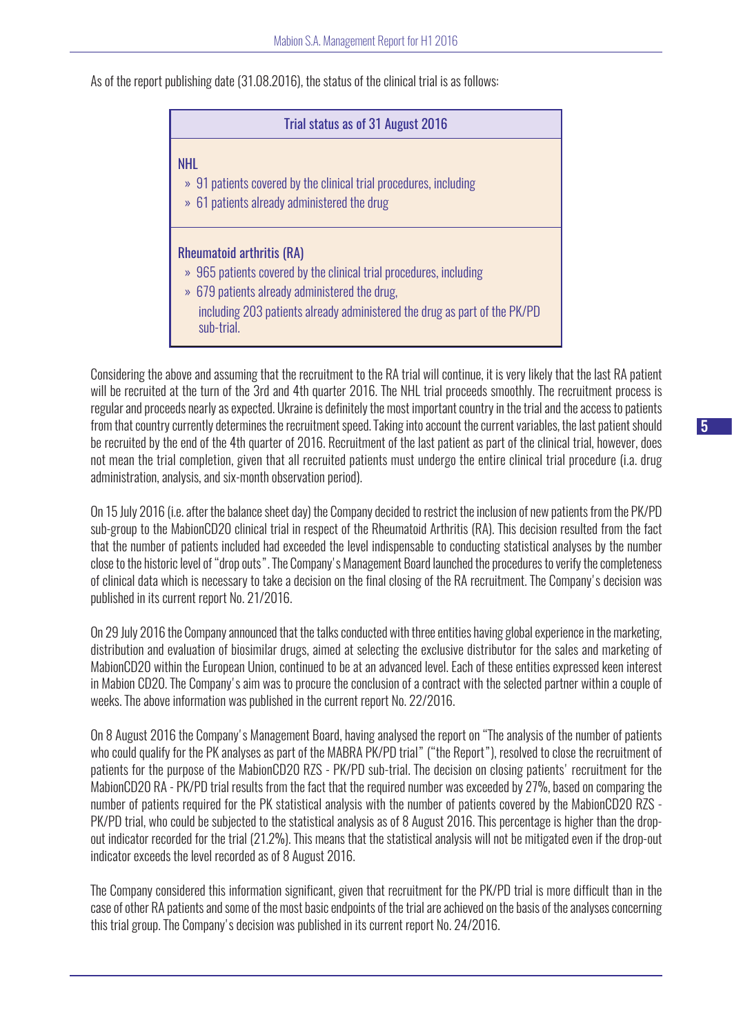As of the report publishing date (31.08.2016), the status of the clinical trial is as follows:

**Trial status as of 31 August 2016**

**NHL**

- 91 patients covered by the clinical trial procedures, including
- 61 patients already administered the drug

**Rheumatoid arthritis (RA)**

- 965 patients covered by the clinical trial procedures, including
- 679 patients already administered the drug,

  including 203 patients already administered the drug as part of the PK/PD sub-trial.

Considering the above and assuming that the recruitment to the RA trial will continue, it is very likely that the last RA patient will be recruited at the turn of the 3rd and 4th quarter 2016. The NHL trial proceeds smoothly. The recruitment process is regular and proceeds nearly as expected. Ukraine is definitely the most important country in the trial and the access to patients from that country currently determines the recruitment speed. Taking into account the current variables, the last patient should be recruited by the end of the 4th quarter of 2016. Recruitment of the last patient as part of the clinical trial, however, does not mean the trial completion, given that all recruited patients must undergo the entire clinical trial procedure (i.a. drug administration, analysis, and six-month observation period).

On 15 July 2016 (i.e. after the balance sheet day) the Company decided to restrict the inclusion of new patients from the PK/PD sub-group to the MabionCD20 clinical trial in respect of the Rheumatoid Arthritis (RA). This decision resulted from the fact that the number of patients included had exceeded the level indispensable to conducting statistical analyses by the number close to the historic level of "drop outs". The Company's Management Board launched the procedures to verify the completeness of clinical data which is necessary to take a decision on the final closing of the RA recruitment. The Company's decision was published in its current report No. 21/2016.

On 29 July 2016 the Company announced that the talks conducted with three entities having global experience in the marketing, distribution and evaluation of biosimilar drugs, aimed at selecting the exclusive distributor for the sales and marketing of MabionCD20 within the European Union, continued to be at an advanced level. Each of these entities expressed keen interest in Mabion CD20. The Company's aim was to procure the conclusion of a contract with the selected partner within a couple of weeks. The above information was published in the current report No. 22/2016.

On 8 August 2016 the Company's Management Board, having analysed the report on "The analysis of the number of patients who could qualify for the PK analyses as part of the MABRA PK/PD trial" ("the Report"), resolved to close the recruitment of patients for the purpose of the MabionCD20 RZS - PK/PD sub-trial. The decision on closing patients' recruitment for the MabionCD20 RA - PK/PD trial results from the fact that the required number was exceeded by 27%, based on comparing the number of patients required for the PK statistical analysis with the number of patients covered by the MabionCD20 RZS - PK/PD trial, who could be subjected to the statistical analysis as of 8 August 2016. This percentage is higher than the drop-out indicator recorded for the trial (21.2%). This means that the statistical analysis will not be mitigated even if the drop-out indicator exceeds the level recorded as of 8 August 2016.

The Company considered this information significant, given that recruitment for the PK/PD trial is more difficult than in the case of other RA patients and some of the most basic endpoints of the trial are achieved on the basis of the analyses concerning this trial group. The Company's decision was published in its current report No. 24/2016.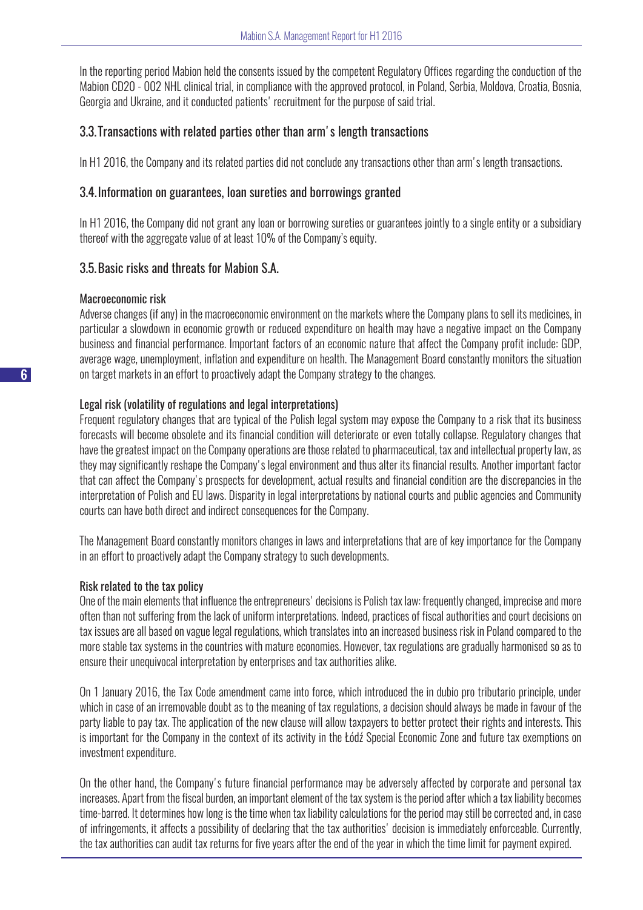In the reporting period Mabion held the consents issued by the competent Regulatory Offices regarding the conduction of the Mabion CD20 - 002 NHL clinical trial, in compliance with the approved protocol, in Poland, Serbia, Moldova, Croatia, Bosnia, Georgia and Ukraine, and it conducted patients' recruitment for the purpose of said trial.

## 3.3. Transactions with related parties other than arm's length transactions

In H1 2016, the Company and its related parties did not conclude any transactions other than arm's length transactions.

## 3.4. Information on guarantees, loan sureties and borrowings granted

In H1 2016, the Company did not grant any loan or borrowing sureties or guarantees jointly to a single entity or a subsidiary thereof with the aggregate value of at least 10% of the Company's equity.

## 3.5. Basic risks and threats for Mabion S.A.

### Macroeconomic risk

Adverse changes (if any) in the macroeconomic environment on the markets where the Company plans to sell its medicines, in particular a slowdown in economic growth or reduced expenditure on health may have a negative impact on the Company business and financial performance. Important factors of an economic nature that affect the Company profit include: GDP, average wage, unemployment, inflation and expenditure on health. The Management Board constantly monitors the situation on target markets in an effort to proactively adapt the Company strategy to the changes.

### Legal risk (volatility of regulations and legal interpretations)

Frequent regulatory changes that are typical of the Polish legal system may expose the Company to a risk that its business forecasts will become obsolete and its financial condition will deteriorate or even totally collapse. Regulatory changes that have the greatest impact on the Company operations are those related to pharmaceutical, tax and intellectual property law, as they may significantly reshape the Company's legal environment and thus alter its financial results. Another important factor that can affect the Company's prospects for development, actual results and financial condition are the discrepancies in the interpretation of Polish and EU laws. Disparity in legal interpretations by national courts and public agencies and Community courts can have both direct and indirect consequences for the Company.

The Management Board constantly monitors changes in laws and interpretations that are of key importance for the Company in an effort to proactively adapt the Company strategy to such developments.

### Risk related to the tax policy

One of the main elements that influence the entrepreneurs' decisions is Polish tax law: frequently changed, imprecise and more often than not suffering from the lack of uniform interpretations. Indeed, practices of fiscal authorities and court decisions on tax issues are all based on vague legal regulations, which translates into an increased business risk in Poland compared to the more stable tax systems in the countries with mature economies. However, tax regulations are gradually harmonised so as to ensure their unequivocal interpretation by enterprises and tax authorities alike.

On 1 January 2016, the Tax Code amendment came into force, which introduced the in dubio pro tributario principle, under which in case of an irremovable doubt as to the meaning of tax regulations, a decision should always be made in favour of the party liable to pay tax. The application of the new clause will allow taxpayers to better protect their rights and interests. This is important for the Company in the context of its activity in the Łódź Special Economic Zone and future tax exemptions on investment expenditure.

On the other hand, the Company's future financial performance may be adversely affected by corporate and personal tax increases. Apart from the fiscal burden, an important element of the tax system is the period after which a tax liability becomes time-barred. It determines how long is the time when tax liability calculations for the period may still be corrected and, in case of infringements, it affects a possibility of declaring that the tax authorities' decision is immediately enforceable. Currently, the tax authorities can audit tax returns for five years after the end of the year in which the time limit for payment expired.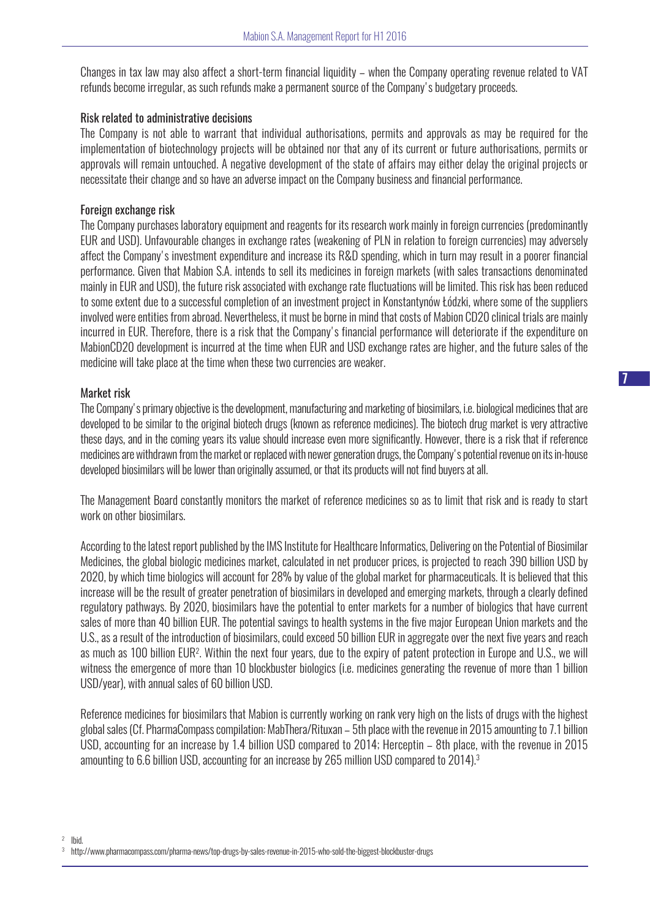Changes in tax law may also affect a short-term financial liquidity – when the Company operating revenue related to VAT refunds become irregular, as such refunds make a permanent source of the Company's budgetary proceeds.

### Risk related to administrative decisions

The Company is not able to warrant that individual authorisations, permits and approvals as may be required for the implementation of biotechnology projects will be obtained nor that any of its current or future authorisations, permits or approvals will remain untouched. A negative development of the state of affairs may either delay the original projects or necessitate their change and so have an adverse impact on the Company business and financial performance.

### Foreign exchange risk

The Company purchases laboratory equipment and reagents for its research work mainly in foreign currencies (predominantly EUR and USD). Unfavourable changes in exchange rates (weakening of PLN in relation to foreign currencies) may adversely affect the Company's investment expenditure and increase its R&D spending, which in turn may result in a poorer financial performance. Given that Mabion S.A. intends to sell its medicines in foreign markets (with sales transactions denominated mainly in EUR and USD), the future risk associated with exchange rate fluctuations will be limited. This risk has been reduced to some extent due to a successful completion of an investment project in Konstantynów Łódzki, where some of the suppliers involved were entities from abroad. Nevertheless, it must be borne in mind that costs of Mabion CD20 clinical trials are mainly incurred in EUR. Therefore, there is a risk that the Company's financial performance will deteriorate if the expenditure on MabionCD20 development is incurred at the time when EUR and USD exchange rates are higher, and the future sales of the medicine will take place at the time when these two currencies are weaker.

### Market risk

The Company's primary objective is the development, manufacturing and marketing of biosimilars, i.e. biological medicines that are developed to be similar to the original biotech drugs (known as reference medicines). The biotech drug market is very attractive these days, and in the coming years its value should increase even more significantly. However, there is a risk that if reference medicines are withdrawn from the market or replaced with newer generation drugs, the Company's potential revenue on its in-house developed biosimilars will be lower than originally assumed, or that its products will not find buyers at all.

The Management Board constantly monitors the market of reference medicines so as to limit that risk and is ready to start work on other biosimilars.

According to the latest report published by the IMS Institute for Healthcare Informatics, Delivering on the Potential of Biosimilar Medicines, the global biologic medicines market, calculated in net producer prices, is projected to reach 390 billion USD by 2020, by which time biologics will account for 28% by value of the global market for pharmaceuticals. It is believed that this increase will be the result of greater penetration of biosimilars in developed and emerging markets, through a clearly defined regulatory pathways. By 2020, biosimilars have the potential to enter markets for a number of biologics that have current sales of more than 40 billion EUR. The potential savings to health systems in the five major European Union markets and the U.S., as a result of the introduction of biosimilars, could exceed 50 billion EUR in aggregate over the next five years and reach as much as 100 billion EUR[2]. Within the next four years, due to the expiry of patent protection in Europe and U.S., we will witness the emergence of more than 10 blockbuster biologics (i.e. medicines generating the revenue of more than 1 billion USD/year), with annual sales of 60 billion USD.

Reference medicines for biosimilars that Mabion is currently working on rank very high on the lists of drugs with the highest global sales (Cf. PharmaCompass compilation: MabThera/Rituxan – 5th place with the revenue in 2015 amounting to 7.1 billion USD, accounting for an increase by 1.4 billion USD compared to 2014; Herceptin – 8th place, with the revenue in 2015 amounting to 6.6 billion USD, accounting for an increase by 265 million USD compared to 2014).[3]

[2] Ibid.

[3] http://www.pharmacompass.com/pharma-news/top-drugs-by-sales-revenue-in-2015-who-sold-the-biggest-blockbuster-drugs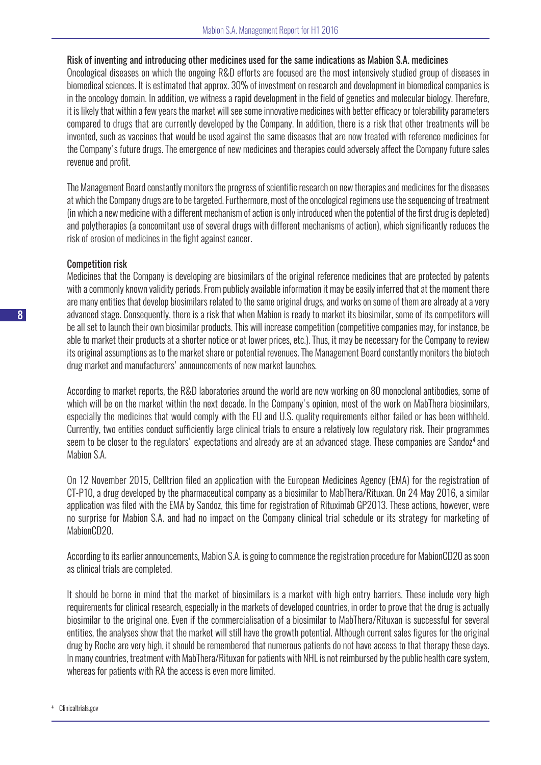### Risk of inventing and introducing other medicines used for the same indications as Mabion S.A. medicines

Oncological diseases on which the ongoing R&D efforts are focused are the most intensively studied group of diseases in biomedical sciences. It is estimated that approx. 30% of investment on research and development in biomedical companies is in the oncology domain. In addition, we witness a rapid development in the field of genetics and molecular biology. Therefore, it is likely that within a few years the market will see some innovative medicines with better efficacy or tolerability parameters compared to drugs that are currently developed by the Company. In addition, there is a risk that other treatments will be invented, such as vaccines that would be used against the same diseases that are now treated with reference medicines for the Company's future drugs. The emergence of new medicines and therapies could adversely affect the Company future sales revenue and profit.

The Management Board constantly monitors the progress of scientific research on new therapies and medicines for the diseases at which the Company drugs are to be targeted. Furthermore, most of the oncological regimens use the sequencing of treatment (in which a new medicine with a different mechanism of action is only introduced when the potential of the first drug is depleted) and polytherapies (a concomitant use of several drugs with different mechanisms of action), which significantly reduces the risk of erosion of medicines in the fight against cancer.

### Competition risk

Medicines that the Company is developing are biosimilars of the original reference medicines that are protected by patents with a commonly known validity periods. From publicly available information it may be easily inferred that at the moment there are many entities that develop biosimilars related to the same original drugs, and works on some of them are already at a very advanced stage. Consequently, there is a risk that when Mabion is ready to market its biosimilar, some of its competitors will be all set to launch their own biosimilar products. This will increase competition (competitive companies may, for instance, be able to market their products at a shorter notice or at lower prices, etc.). Thus, it may be necessary for the Company to review its original assumptions as to the market share or potential revenues. The Management Board constantly monitors the biotech drug market and manufacturers' announcements of new market launches.

According to market reports, the R&D laboratories around the world are now working on 80 monoclonal antibodies, some of which will be on the market within the next decade. In the Company's opinion, most of the work on MabThera biosimilars, especially the medicines that would comply with the EU and U.S. quality requirements either failed or has been withheld. Currently, two entities conduct sufficiently large clinical trials to ensure a relatively low regulatory risk. Their programmes seem to be closer to the regulators' expectations and already are at an advanced stage. These companies are Sandoz[4] and Mabion S.A.

On 12 November 2015, Celltrion filed an application with the European Medicines Agency (EMA) for the registration of CT-P10, a drug developed by the pharmaceutical company as a biosimilar to MabThera/Rituxan. On 24 May 2016, a similar application was filed with the EMA by Sandoz, this time for registration of Rituximab GP2013. These actions, however, were no surprise for Mabion S.A. and had no impact on the Company clinical trial schedule or its strategy for marketing of MabionCD20.

According to its earlier announcements, Mabion S.A. is going to commence the registration procedure for MabionCD20 as soon as clinical trials are completed.

It should be borne in mind that the market of biosimilars is a market with high entry barriers. These include very high requirements for clinical research, especially in the markets of developed countries, in order to prove that the drug is actually biosimilar to the original one. Even if the commercialisation of a biosimilar to MabThera/Rituxan is successful for several entities, the analyses show that the market will still have the growth potential. Although current sales figures for the original drug by Roche are very high, it should be remembered that numerous patients do not have access to that therapy these days. In many countries, treatment with MabThera/Rituxan for patients with NHL is not reimbursed by the public health care system, whereas for patients with RA the access is even more limited.

[4] Clinicaltrials.gov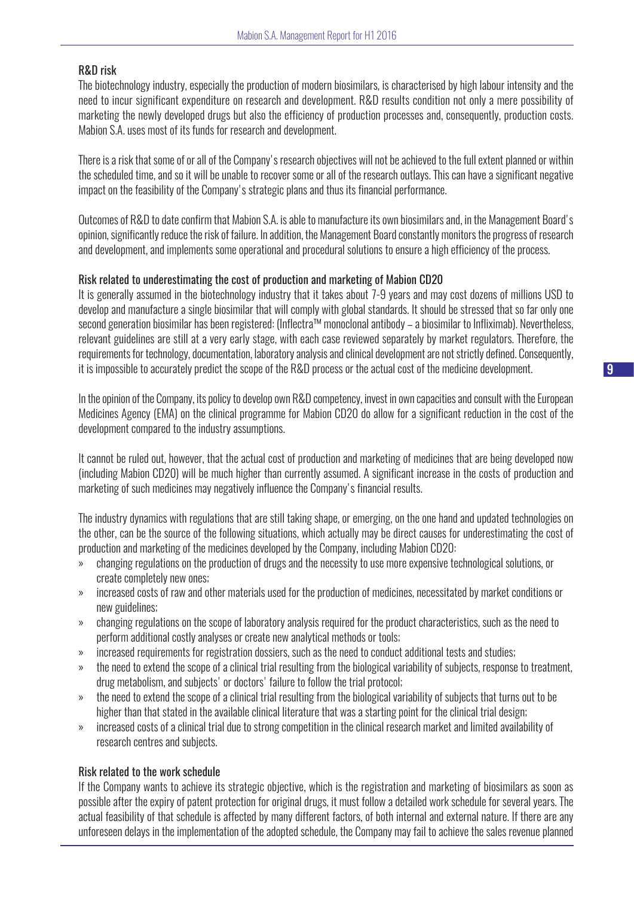### R&D risk

The biotechnology industry, especially the production of modern biosimilars, is characterised by high labour intensity and the need to incur significant expenditure on research and development. R&D results condition not only a mere possibility of marketing the newly developed drugs but also the efficiency of production processes and, consequently, production costs. Mabion S.A. uses most of its funds for research and development.

There is a risk that some of or all of the Company's research objectives will not be achieved to the full extent planned or within the scheduled time, and so it will be unable to recover some or all of the research outlays. This can have a significant negative impact on the feasibility of the Company's strategic plans and thus its financial performance.

Outcomes of R&D to date confirm that Mabion S.A. is able to manufacture its own biosimilars and, in the Management Board's opinion, significantly reduce the risk of failure. In addition, the Management Board constantly monitors the progress of research and development, and implements some operational and procedural solutions to ensure a high efficiency of the process.

### Risk related to underestimating the cost of production and marketing of Mabion CD20

It is generally assumed in the biotechnology industry that it takes about 7-9 years and may cost dozens of millions USD to develop and manufacture a single biosimilar that will comply with global standards. It should be stressed that so far only one second generation biosimilar has been registered: (Inflectra™ monoclonal antibody – a biosimilar to Infliximab). Nevertheless, relevant guidelines are still at a very early stage, with each case reviewed separately by market regulators. Therefore, the requirements for technology, documentation, laboratory analysis and clinical development are not strictly defined. Consequently, it is impossible to accurately predict the scope of the R&D process or the actual cost of the medicine development.

In the opinion of the Company, its policy to develop own R&D competency, invest in own capacities and consult with the European Medicines Agency (EMA) on the clinical programme for Mabion CD20 do allow for a significant reduction in the cost of the development compared to the industry assumptions.

It cannot be ruled out, however, that the actual cost of production and marketing of medicines that are being developed now (including Mabion CD20) will be much higher than currently assumed. A significant increase in the costs of production and marketing of such medicines may negatively influence the Company's financial results.

The industry dynamics with regulations that are still taking shape, or emerging, on the one hand and updated technologies on the other, can be the source of the following situations, which actually may be direct causes for underestimating the cost of production and marketing of the medicines developed by the Company, including Mabion CD20:

- changing regulations on the production of drugs and the necessity to use more expensive technological solutions, or create completely new ones;
- increased costs of raw and other materials used for the production of medicines, necessitated by market conditions or new guidelines;
- changing regulations on the scope of laboratory analysis required for the product characteristics, such as the need to perform additional costly analyses or create new analytical methods or tools;
- increased requirements for registration dossiers, such as the need to conduct additional tests and studies;
- the need to extend the scope of a clinical trial resulting from the biological variability of subjects, response to treatment, drug metabolism, and subjects' or doctors' failure to follow the trial protocol;
- the need to extend the scope of a clinical trial resulting from the biological variability of subjects that turns out to be higher than that stated in the available clinical literature that was a starting point for the clinical trial design;
- increased costs of a clinical trial due to strong competition in the clinical research market and limited availability of research centres and subjects.

### Risk related to the work schedule

If the Company wants to achieve its strategic objective, which is the registration and marketing of biosimilars as soon as possible after the expiry of patent protection for original drugs, it must follow a detailed work schedule for several years. The actual feasibility of that schedule is affected by many different factors, of both internal and external nature. If there are any unforeseen delays in the implementation of the adopted schedule, the Company may fail to achieve the sales revenue planned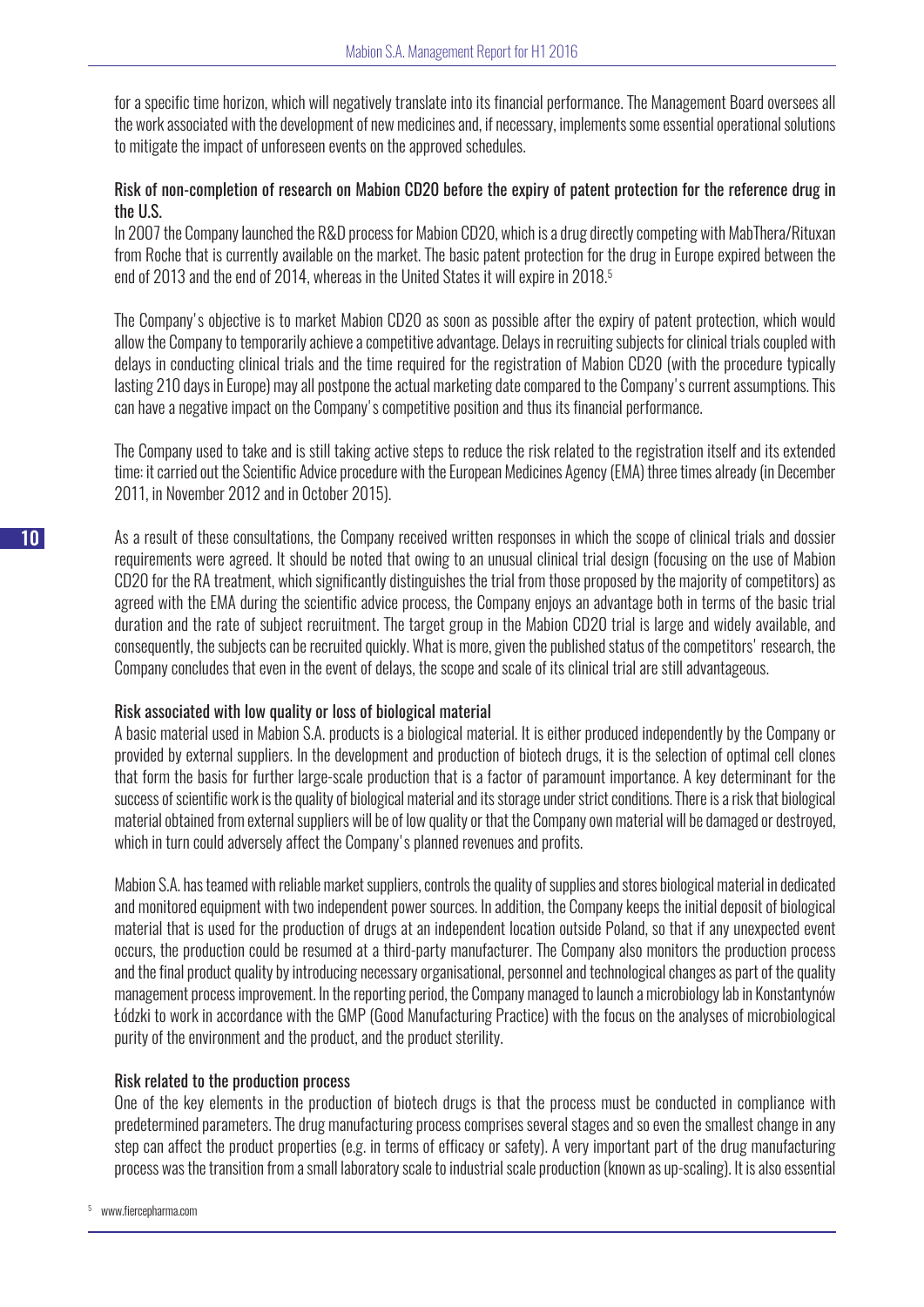for a specific time horizon, which will negatively translate into its financial performance. The Management Board oversees all the work associated with the development of new medicines and, if necessary, implements some essential operational solutions to mitigate the impact of unforeseen events on the approved schedules.

### Risk of non-completion of research on Mabion CD20 before the expiry of patent protection for the reference drug in the U.S.

In 2007 the Company launched the R&D process for Mabion CD20, which is a drug directly competing with MabThera/Rituxan from Roche that is currently available on the market. The basic patent protection for the drug in Europe expired between the end of 2013 and the end of 2014, whereas in the United States it will expire in 2018.[5]

The Company's objective is to market Mabion CD20 as soon as possible after the expiry of patent protection, which would allow the Company to temporarily achieve a competitive advantage. Delays in recruiting subjects for clinical trials coupled with delays in conducting clinical trials and the time required for the registration of Mabion CD20 (with the procedure typically lasting 210 days in Europe) may all postpone the actual marketing date compared to the Company's current assumptions. This can have a negative impact on the Company's competitive position and thus its financial performance.

The Company used to take and is still taking active steps to reduce the risk related to the registration itself and its extended time: it carried out the Scientific Advice procedure with the European Medicines Agency (EMA) three times already (in December 2011, in November 2012 and in October 2015).

As a result of these consultations, the Company received written responses in which the scope of clinical trials and dossier requirements were agreed. It should be noted that owing to an unusual clinical trial design (focusing on the use of Mabion CD20 for the RA treatment, which significantly distinguishes the trial from those proposed by the majority of competitors) as agreed with the EMA during the scientific advice process, the Company enjoys an advantage both in terms of the basic trial duration and the rate of subject recruitment. The target group in the Mabion CD20 trial is large and widely available, and consequently, the subjects can be recruited quickly. What is more, given the published status of the competitors' research, the Company concludes that even in the event of delays, the scope and scale of its clinical trial are still advantageous.

### Risk associated with low quality or loss of biological material

A basic material used in Mabion S.A. products is a biological material. It is either produced independently by the Company or provided by external suppliers. In the development and production of biotech drugs, it is the selection of optimal cell clones that form the basis for further large-scale production that is a factor of paramount importance. A key determinant for the success of scientific work is the quality of biological material and its storage under strict conditions. There is a risk that biological material obtained from external suppliers will be of low quality or that the Company own material will be damaged or destroyed, which in turn could adversely affect the Company's planned revenues and profits.

Mabion S.A. has teamed with reliable market suppliers, controls the quality of supplies and stores biological material in dedicated and monitored equipment with two independent power sources. In addition, the Company keeps the initial deposit of biological material that is used for the production of drugs at an independent location outside Poland, so that if any unexpected event occurs, the production could be resumed at a third-party manufacturer. The Company also monitors the production process and the final product quality by introducing necessary organisational, personnel and technological changes as part of the quality management process improvement. In the reporting period, the Company managed to launch a microbiology lab in Konstantynów Łódzki to work in accordance with the GMP (Good Manufacturing Practice) with the focus on the analyses of microbiological purity of the environment and the product, and the product sterility.

### Risk related to the production process

One of the key elements in the production of biotech drugs is that the process must be conducted in compliance with predetermined parameters. The drug manufacturing process comprises several stages and so even the smallest change in any step can affect the product properties (e.g. in terms of efficacy or safety). A very important part of the drug manufacturing process was the transition from a small laboratory scale to industrial scale production (known as up-scaling). It is also essential

[5] www.fiercepharma.com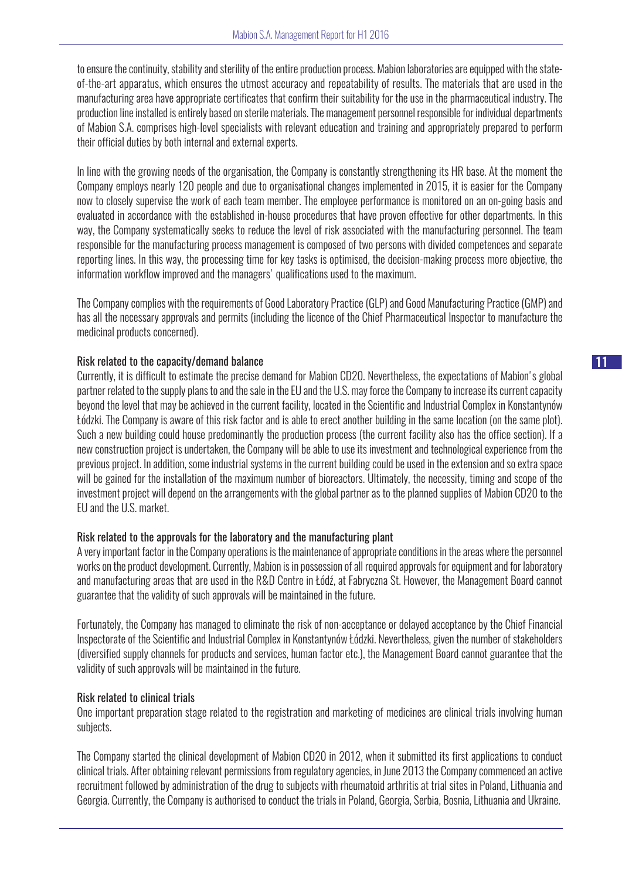to ensure the continuity, stability and sterility of the entire production process. Mabion laboratories are equipped with the state-of-the-art apparatus, which ensures the utmost accuracy and repeatability of results. The materials that are used in the manufacturing area have appropriate certificates that confirm their suitability for the use in the pharmaceutical industry. The production line installed is entirely based on sterile materials. The management personnel responsible for individual departments of Mabion S.A. comprises high-level specialists with relevant education and training and appropriately prepared to perform their official duties by both internal and external experts.

In line with the growing needs of the organisation, the Company is constantly strengthening its HR base. At the moment the Company employs nearly 120 people and due to organisational changes implemented in 2015, it is easier for the Company now to closely supervise the work of each team member. The employee performance is monitored on an on-going basis and evaluated in accordance with the established in-house procedures that have proven effective for other departments. In this way, the Company systematically seeks to reduce the level of risk associated with the manufacturing personnel. The team responsible for the manufacturing process management is composed of two persons with divided competences and separate reporting lines. In this way, the processing time for key tasks is optimised, the decision-making process more objective, the information workflow improved and the managers' qualifications used to the maximum.

The Company complies with the requirements of Good Laboratory Practice (GLP) and Good Manufacturing Practice (GMP) and has all the necessary approvals and permits (including the licence of the Chief Pharmaceutical Inspector to manufacture the medicinal products concerned).

### Risk related to the capacity/demand balance

Currently, it is difficult to estimate the precise demand for Mabion CD20. Nevertheless, the expectations of Mabion's global partner related to the supply plans to and the sale in the EU and the U.S. may force the Company to increase its current capacity beyond the level that may be achieved in the current facility, located in the Scientific and Industrial Complex in Konstantynów Łódzki. The Company is aware of this risk factor and is able to erect another building in the same location (on the same plot). Such a new building could house predominantly the production process (the current facility also has the office section). If a new construction project is undertaken, the Company will be able to use its investment and technological experience from the previous project. In addition, some industrial systems in the current building could be used in the extension and so extra space will be gained for the installation of the maximum number of bioreactors. Ultimately, the necessity, timing and scope of the investment project will depend on the arrangements with the global partner as to the planned supplies of Mabion CD20 to the EU and the U.S. market.

### Risk related to the approvals for the laboratory and the manufacturing plant

A very important factor in the Company operations is the maintenance of appropriate conditions in the areas where the personnel works on the product development. Currently, Mabion is in possession of all required approvals for equipment and for laboratory and manufacturing areas that are used in the R&D Centre in Łódź, at Fabryczna St. However, the Management Board cannot guarantee that the validity of such approvals will be maintained in the future.

Fortunately, the Company has managed to eliminate the risk of non-acceptance or delayed acceptance by the Chief Financial Inspectorate of the Scientific and Industrial Complex in Konstantynów Łódzki. Nevertheless, given the number of stakeholders (diversified supply channels for products and services, human factor etc.), the Management Board cannot guarantee that the validity of such approvals will be maintained in the future.

### Risk related to clinical trials

One important preparation stage related to the registration and marketing of medicines are clinical trials involving human subjects.

The Company started the clinical development of Mabion CD20 in 2012, when it submitted its first applications to conduct clinical trials. After obtaining relevant permissions from regulatory agencies, in June 2013 the Company commenced an active recruitment followed by administration of the drug to subjects with rheumatoid arthritis at trial sites in Poland, Lithuania and Georgia. Currently, the Company is authorised to conduct the trials in Poland, Georgia, Serbia, Bosnia, Lithuania and Ukraine.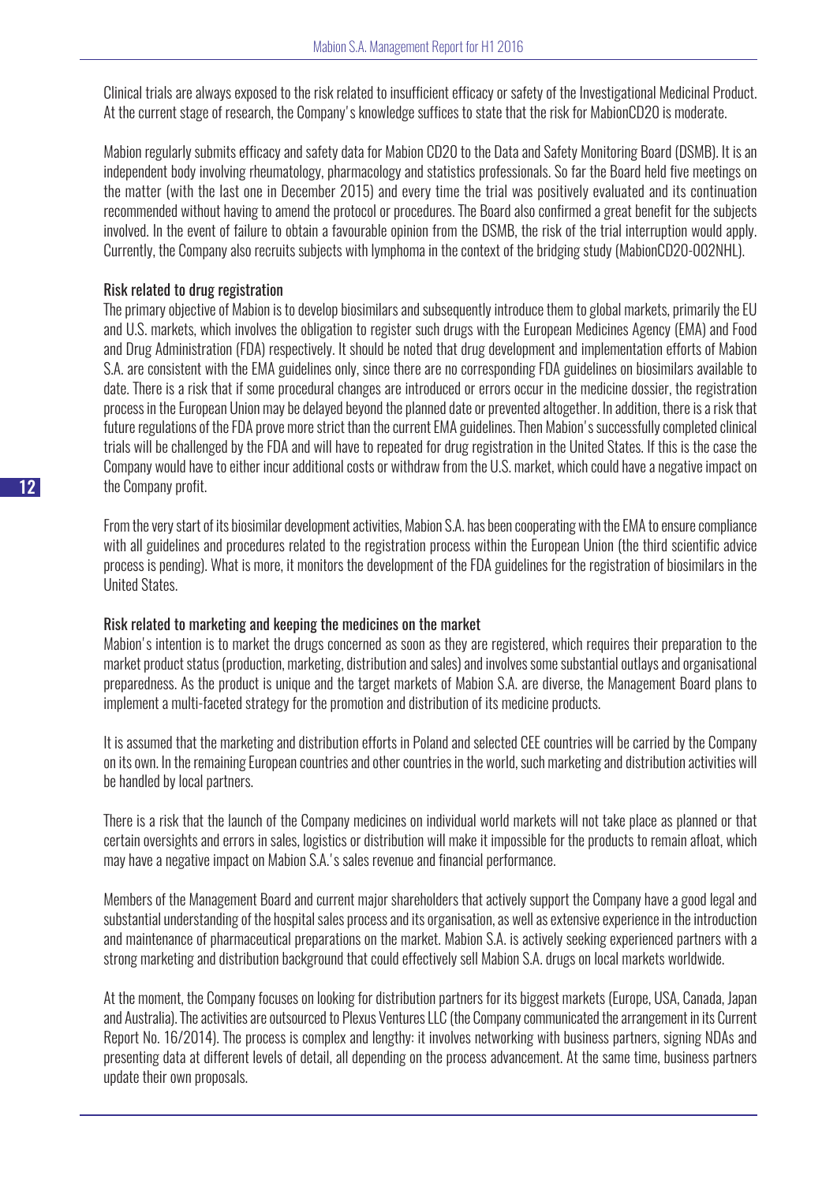Clinical trials are always exposed to the risk related to insufficient efficacy or safety of the Investigational Medicinal Product. At the current stage of research, the Company's knowledge suffices to state that the risk for MabionCD20 is moderate.

Mabion regularly submits efficacy and safety data for Mabion CD20 to the Data and Safety Monitoring Board (DSMB). It is an independent body involving rheumatology, pharmacology and statistics professionals. So far the Board held five meetings on the matter (with the last one in December 2015) and every time the trial was positively evaluated and its continuation recommended without having to amend the protocol or procedures. The Board also confirmed a great benefit for the subjects involved. In the event of failure to obtain a favourable opinion from the DSMB, the risk of the trial interruption would apply. Currently, the Company also recruits subjects with lymphoma in the context of the bridging study (MabionCD20-002NHL).

### Risk related to drug registration

The primary objective of Mabion is to develop biosimilars and subsequently introduce them to global markets, primarily the EU and U.S. markets, which involves the obligation to register such drugs with the European Medicines Agency (EMA) and Food and Drug Administration (FDA) respectively. It should be noted that drug development and implementation efforts of Mabion S.A. are consistent with the EMA guidelines only, since there are no corresponding FDA guidelines on biosimilars available to date. There is a risk that if some procedural changes are introduced or errors occur in the medicine dossier, the registration process in the European Union may be delayed beyond the planned date or prevented altogether. In addition, there is a risk that future regulations of the FDA prove more strict than the current EMA guidelines. Then Mabion's successfully completed clinical trials will be challenged by the FDA and will have to repeated for drug registration in the United States. If this is the case the Company would have to either incur additional costs or withdraw from the U.S. market, which could have a negative impact on the Company profit.

From the very start of its biosimilar development activities, Mabion S.A. has been cooperating with the EMA to ensure compliance with all guidelines and procedures related to the registration process within the European Union (the third scientific advice process is pending). What is more, it monitors the development of the FDA guidelines for the registration of biosimilars in the United States.

### Risk related to marketing and keeping the medicines on the market

Mabion's intention is to market the drugs concerned as soon as they are registered, which requires their preparation to the market product status (production, marketing, distribution and sales) and involves some substantial outlays and organisational preparedness. As the product is unique and the target markets of Mabion S.A. are diverse, the Management Board plans to implement a multi-faceted strategy for the promotion and distribution of its medicine products.

It is assumed that the marketing and distribution efforts in Poland and selected CEE countries will be carried by the Company on its own. In the remaining European countries and other countries in the world, such marketing and distribution activities will be handled by local partners.

There is a risk that the launch of the Company medicines on individual world markets will not take place as planned or that certain oversights and errors in sales, logistics or distribution will make it impossible for the products to remain afloat, which may have a negative impact on Mabion S.A.'s sales revenue and financial performance.

Members of the Management Board and current major shareholders that actively support the Company have a good legal and substantial understanding of the hospital sales process and its organisation, as well as extensive experience in the introduction and maintenance of pharmaceutical preparations on the market. Mabion S.A. is actively seeking experienced partners with a strong marketing and distribution background that could effectively sell Mabion S.A. drugs on local markets worldwide.

At the moment, the Company focuses on looking for distribution partners for its biggest markets (Europe, USA, Canada, Japan and Australia). The activities are outsourced to Plexus Ventures LLC (the Company communicated the arrangement in its Current Report No. 16/2014). The process is complex and lengthy: it involves networking with business partners, signing NDAs and presenting data at different levels of detail, all depending on the process advancement. At the same time, business partners update their own proposals.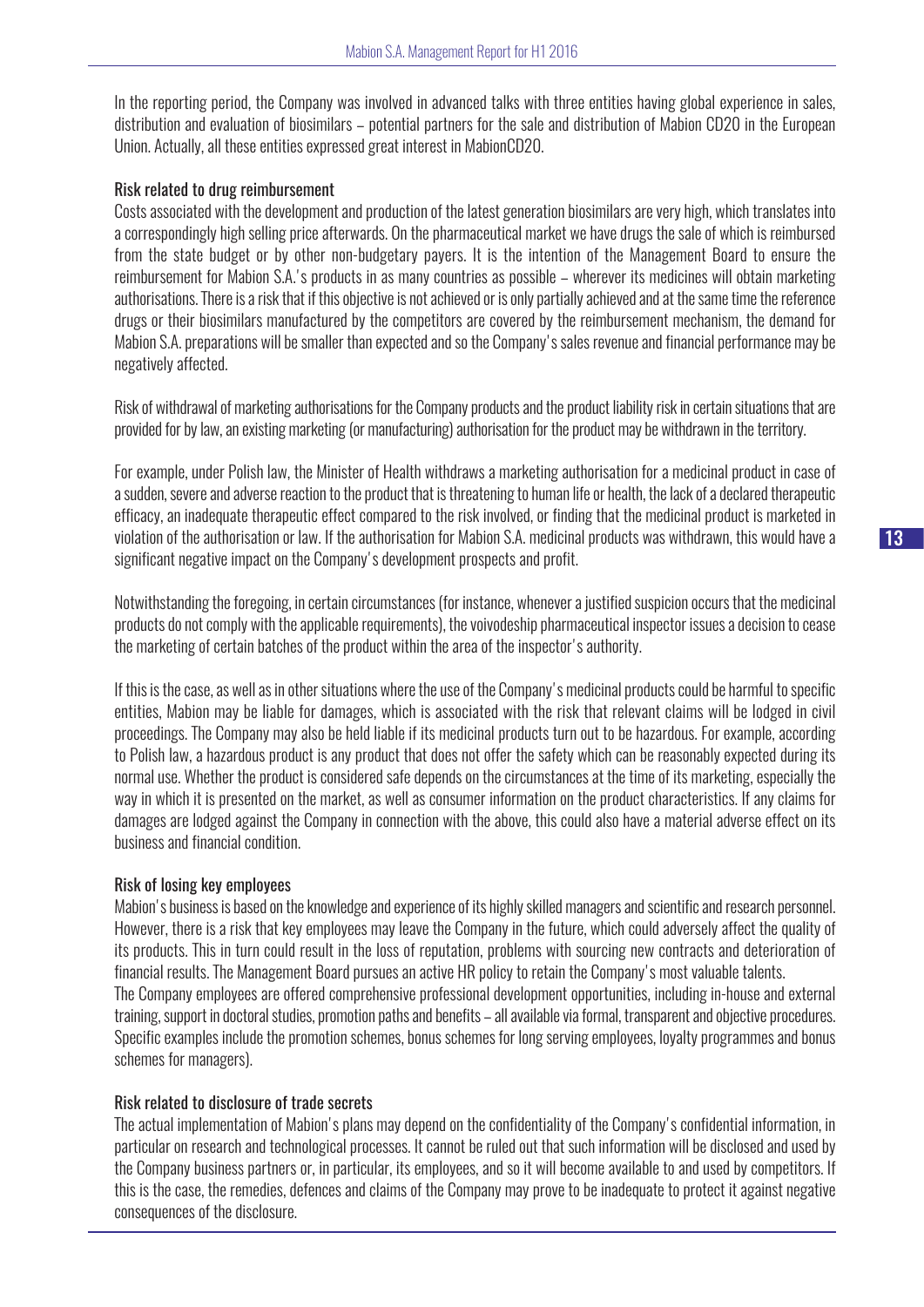In the reporting period, the Company was involved in advanced talks with three entities having global experience in sales, distribution and evaluation of biosimilars – potential partners for the sale and distribution of Mabion CD20 in the European Union. Actually, all these entities expressed great interest in MabionCD20.

### Risk related to drug reimbursement

Costs associated with the development and production of the latest generation biosimilars are very high, which translates into a correspondingly high selling price afterwards. On the pharmaceutical market we have drugs the sale of which is reimbursed from the state budget or by other non-budgetary payers. It is the intention of the Management Board to ensure the reimbursement for Mabion S.A.'s products in as many countries as possible – wherever its medicines will obtain marketing authorisations. There is a risk that if this objective is not achieved or is only partially achieved and at the same time the reference drugs or their biosimilars manufactured by the competitors are covered by the reimbursement mechanism, the demand for Mabion S.A. preparations will be smaller than expected and so the Company's sales revenue and financial performance may be negatively affected.

Risk of withdrawal of marketing authorisations for the Company products and the product liability risk in certain situations that are provided for by law, an existing marketing (or manufacturing) authorisation for the product may be withdrawn in the territory.

For example, under Polish law, the Minister of Health withdraws a marketing authorisation for a medicinal product in case of a sudden, severe and adverse reaction to the product that is threatening to human life or health, the lack of a declared therapeutic efficacy, an inadequate therapeutic effect compared to the risk involved, or finding that the medicinal product is marketed in violation of the authorisation or law. If the authorisation for Mabion S.A. medicinal products was withdrawn, this would have a significant negative impact on the Company's development prospects and profit.

Notwithstanding the foregoing, in certain circumstances (for instance, whenever a justified suspicion occurs that the medicinal products do not comply with the applicable requirements), the voivodeship pharmaceutical inspector issues a decision to cease the marketing of certain batches of the product within the area of the inspector's authority.

If this is the case, as well as in other situations where the use of the Company's medicinal products could be harmful to specific entities, Mabion may be liable for damages, which is associated with the risk that relevant claims will be lodged in civil proceedings. The Company may also be held liable if its medicinal products turn out to be hazardous. For example, according to Polish law, a hazardous product is any product that does not offer the safety which can be reasonably expected during its normal use. Whether the product is considered safe depends on the circumstances at the time of its marketing, especially the way in which it is presented on the market, as well as consumer information on the product characteristics. If any claims for damages are lodged against the Company in connection with the above, this could also have a material adverse effect on its business and financial condition.

### Risk of losing key employees

Mabion's business is based on the knowledge and experience of its highly skilled managers and scientific and research personnel. However, there is a risk that key employees may leave the Company in the future, which could adversely affect the quality of its products. This in turn could result in the loss of reputation, problems with sourcing new contracts and deterioration of financial results. The Management Board pursues an active HR policy to retain the Company's most valuable talents.
The Company employees are offered comprehensive professional development opportunities, including in-house and external training, support in doctoral studies, promotion paths and benefits – all available via formal, transparent and objective procedures. Specific examples include the promotion schemes, bonus schemes for long serving employees, loyalty programmes and bonus schemes for managers).

### Risk related to disclosure of trade secrets

The actual implementation of Mabion's plans may depend on the confidentiality of the Company's confidential information, in particular on research and technological processes. It cannot be ruled out that such information will be disclosed and used by the Company business partners or, in particular, its employees, and so it will become available to and used by competitors. If this is the case, the remedies, defences and claims of the Company may prove to be inadequate to protect it against negative consequences of the disclosure.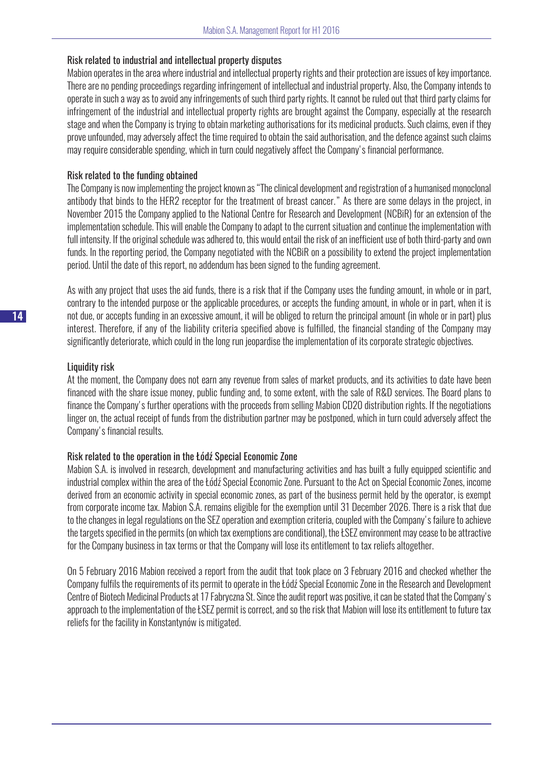### Risk related to industrial and intellectual property disputes

Mabion operates in the area where industrial and intellectual property rights and their protection are issues of key importance. There are no pending proceedings regarding infringement of intellectual and industrial property. Also, the Company intends to operate in such a way as to avoid any infringements of such third party rights. It cannot be ruled out that third party claims for infringement of the industrial and intellectual property rights are brought against the Company, especially at the research stage and when the Company is trying to obtain marketing authorisations for its medicinal products. Such claims, even if they prove unfounded, may adversely affect the time required to obtain the said authorisation, and the defence against such claims may require considerable spending, which in turn could negatively affect the Company's financial performance.

### Risk related to the funding obtained

The Company is now implementing the project known as "The clinical development and registration of a humanised monoclonal antibody that binds to the HER2 receptor for the treatment of breast cancer." As there are some delays in the project, in November 2015 the Company applied to the National Centre for Research and Development (NCBiR) for an extension of the implementation schedule. This will enable the Company to adapt to the current situation and continue the implementation with full intensity. If the original schedule was adhered to, this would entail the risk of an inefficient use of both third-party and own funds. In the reporting period, the Company negotiated with the NCBiR on a possibility to extend the project implementation period. Until the date of this report, no addendum has been signed to the funding agreement.

As with any project that uses the aid funds, there is a risk that if the Company uses the funding amount, in whole or in part, contrary to the intended purpose or the applicable procedures, or accepts the funding amount, in whole or in part, when it is not due, or accepts funding in an excessive amount, it will be obliged to return the principal amount (in whole or in part) plus interest. Therefore, if any of the liability criteria specified above is fulfilled, the financial standing of the Company may significantly deteriorate, which could in the long run jeopardise the implementation of its corporate strategic objectives.

### Liquidity risk

At the moment, the Company does not earn any revenue from sales of market products, and its activities to date have been financed with the share issue money, public funding and, to some extent, with the sale of R&D services. The Board plans to finance the Company's further operations with the proceeds from selling Mabion CD20 distribution rights. If the negotiations linger on, the actual receipt of funds from the distribution partner may be postponed, which in turn could adversely affect the Company's financial results.

### Risk related to the operation in the Łódź Special Economic Zone

Mabion S.A. is involved in research, development and manufacturing activities and has built a fully equipped scientific and industrial complex within the area of the Łódź Special Economic Zone. Pursuant to the Act on Special Economic Zones, income derived from an economic activity in special economic zones, as part of the business permit held by the operator, is exempt from corporate income tax. Mabion S.A. remains eligible for the exemption until 31 December 2026. There is a risk that due to the changes in legal regulations on the SEZ operation and exemption criteria, coupled with the Company's failure to achieve the targets specified in the permits (on which tax exemptions are conditional), the ŁSEZ environment may cease to be attractive for the Company business in tax terms or that the Company will lose its entitlement to tax reliefs altogether.

On 5 February 2016 Mabion received a report from the audit that took place on 3 February 2016 and checked whether the Company fulfils the requirements of its permit to operate in the Łódź Special Economic Zone in the Research and Development Centre of Biotech Medicinal Products at 17 Fabryczna St. Since the audit report was positive, it can be stated that the Company's approach to the implementation of the ŁSEZ permit is correct, and so the risk that Mabion will lose its entitlement to future tax reliefs for the facility in Konstantynów is mitigated.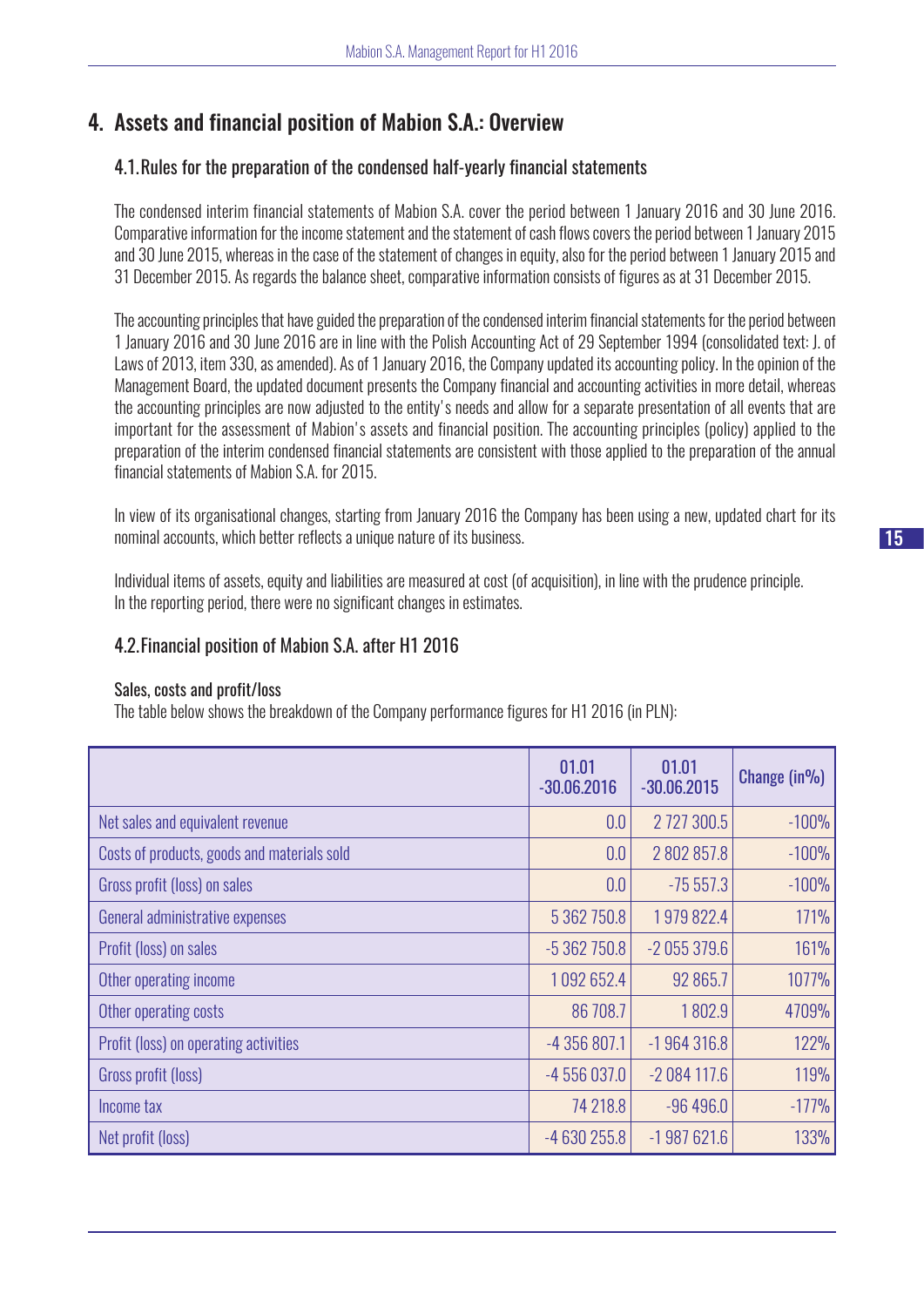## 4. Assets and financial position of Mabion S.A.: Overview

### 4.1. Rules for the preparation of the condensed half-yearly financial statements

The condensed interim financial statements of Mabion S.A. cover the period between 1 January 2016 and 30 June 2016. Comparative information for the income statement and the statement of cash flows covers the period between 1 January 2015 and 30 June 2015, whereas in the case of the statement of changes in equity, also for the period between 1 January 2015 and 31 December 2015. As regards the balance sheet, comparative information consists of figures as at 31 December 2015.

The accounting principles that have guided the preparation of the condensed interim financial statements for the period between 1 January 2016 and 30 June 2016 are in line with the Polish Accounting Act of 29 September 1994 (consolidated text: J. of Laws of 2013, item 330, as amended). As of 1 January 2016, the Company updated its accounting policy. In the opinion of the Management Board, the updated document presents the Company financial and accounting activities in more detail, whereas the accounting principles are now adjusted to the entity's needs and allow for a separate presentation of all events that are important for the assessment of Mabion's assets and financial position. The accounting principles (policy) applied to the preparation of the interim condensed financial statements are consistent with those applied to the preparation of the annual financial statements of Mabion S.A. for 2015.

In view of its organisational changes, starting from January 2016 the Company has been using a new, updated chart for its nominal accounts, which better reflects a unique nature of its business.

Individual items of assets, equity and liabilities are measured at cost (of acquisition), in line with the prudence principle. In the reporting period, there were no significant changes in estimates.

### 4.2. Financial position of Mabion S.A. after H1 2016

Sales, costs and profit/loss

The table below shows the breakdown of the Company performance figures for H1 2016 (in PLN):

| | 01.01 -30.06.2016 | 01.01 -30.06.2015 | Change (in%) |
|---|---|---|---|
| Net sales and equivalent revenue | 0.0 | 2 727 300.5 | -100% |
| Costs of products, goods and materials sold | 0.0 | 2 802 857.8 | -100% |
| Gross profit (loss) on sales | 0.0 | -75 557.3 | -100% |
| General administrative expenses | 5 362 750.8 | 1 979 822.4 | 171% |
| Profit (loss) on sales | -5 362 750.8 | -2 055 379.6 | 161% |
| Other operating income | 1 092 652.4 | 92 865.7 | 1077% |
| Other operating costs | 86 708.7 | 1 802.9 | 4709% |
| Profit (loss) on operating activities | -4 356 807.1 | -1 964 316.8 | 122% |
| Gross profit (loss) | -4 556 037.0 | -2 084 117.6 | 119% |
| Income tax | 74 218.8 | -96 496.0 | -177% |
| Net profit (loss) | -4 630 255.8 | -1 987 621.6 | 133% |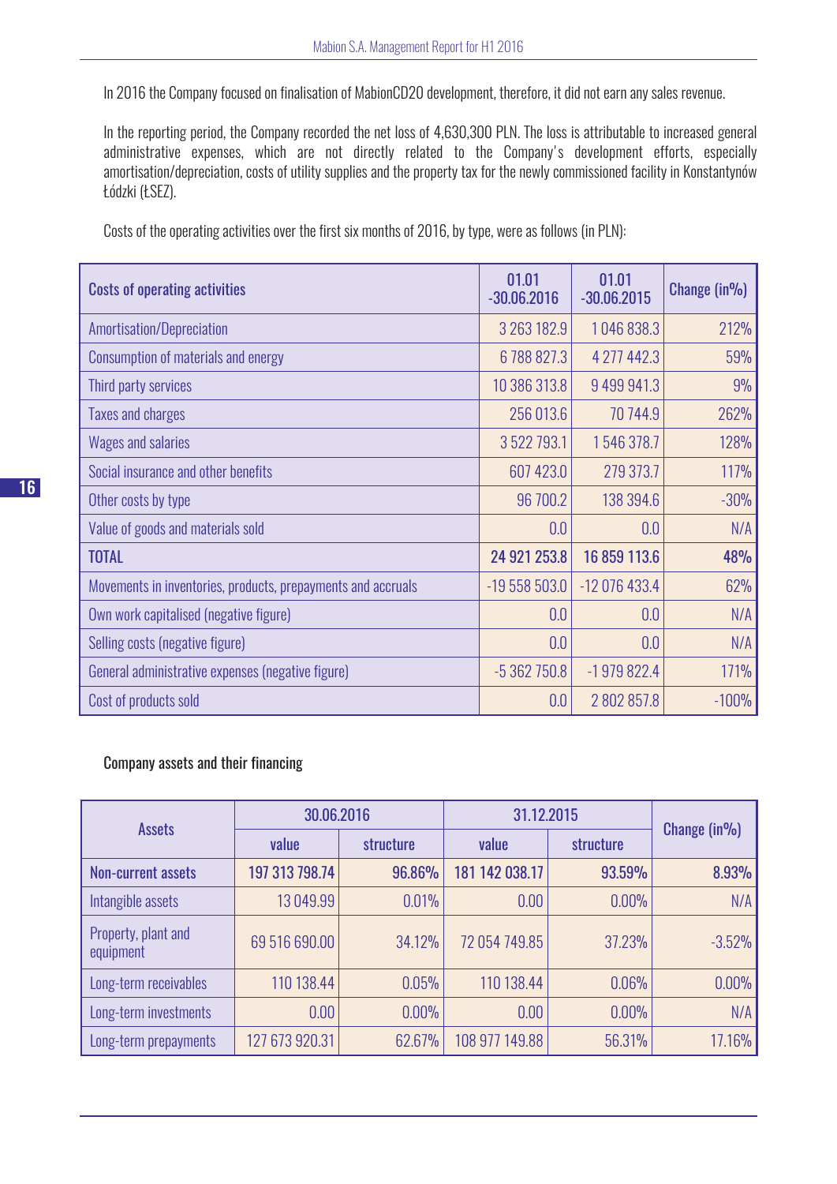In 2016 the Company focused on finalisation of MabionCD20 development, therefore, it did not earn any sales revenue.

In the reporting period, the Company recorded the net loss of 4,630,300 PLN. The loss is attributable to increased general administrative expenses, which are not directly related to the Company's development efforts, especially amortisation/depreciation, costs of utility supplies and the property tax for the newly commissioned facility in Konstantynów Łódzki (ŁSEZ).

Costs of the operating activities over the first six months of 2016, by type, were as follows (in PLN):

| Costs of operating activities | 01.01 -30.06.2016 | 01.01 -30.06.2015 | Change (in%) |
|---|---|---|---|
| Amortisation/Depreciation | 3 263 182.9 | 1 046 838.3 | 212% |
| Consumption of materials and energy | 6 788 827.3 | 4 277 442.3 | 59% |
| Third party services | 10 386 313.8 | 9 499 941.3 | 9% |
| Taxes and charges | 256 013.6 | 70 744.9 | 262% |
| Wages and salaries | 3 522 793.1 | 1 546 378.7 | 128% |
| Social insurance and other benefits | 607 423.0 | 279 373.7 | 117% |
| Other costs by type | 96 700.2 | 138 394.6 | -30% |
| Value of goods and materials sold | 0.0 | 0.0 | N/A |
| **TOTAL** | **24 921 253.8** | **16 859 113.6** | **48%** |
| Movements in inventories, products, prepayments and accruals | -19 558 503.0 | -12 076 433.4 | 62% |
| Own work capitalised (negative figure) | 0.0 | 0.0 | N/A |
| Selling costs (negative figure) | 0.0 | 0.0 | N/A |
| General administrative expenses (negative figure) | -5 362 750.8 | -1 979 822.4 | 171% |
| Cost of products sold | 0.0 | 2 802 857.8 | -100% |

Company assets and their financing

| Assets | 30.06.2016 | | 31.12.2015 | | Change (in%) |
|---|---|---|---|---|---|
| | value | structure | value | structure | |
| **Non-current assets** | **197 313 798.74** | **96.86%** | **181 142 038.17** | **93.59%** | **8.93%** |
| Intangible assets | 13 049.99 | 0.01% | 0.00 | 0.00% | N/A |
| Property, plant and equipment | 69 516 690.00 | 34.12% | 72 054 749.85 | 37.23% | -3.52% |
| Long-term receivables | 110 138.44 | 0.05% | 110 138.44 | 0.06% | 0.00% |
| Long-term investments | 0.00 | 0.00% | 0.00 | 0.00% | N/A |
| Long-term prepayments | 127 673 920.31 | 62.67% | 108 977 149.88 | 56.31% | 17.16% |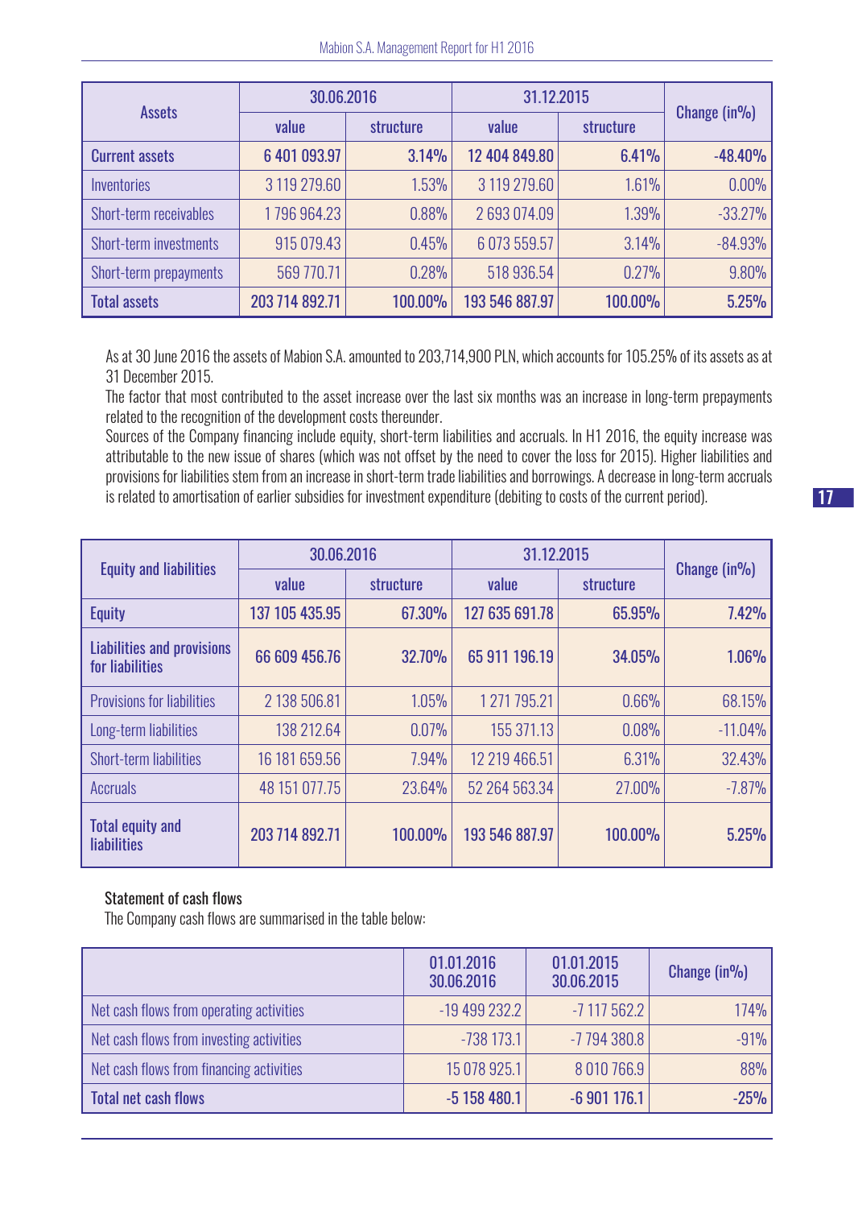| Assets | 30.06.2016 | | 31.12.2015 | | Change (in%) |
|---|---|---|---|---|---|
| | value | structure | value | structure | |
| **Current assets** | **6 401 093.97** | **3.14%** | **12 404 849.80** | **6.41%** | **-48.40%** |
| Inventories | 3 119 279.60 | 1.53% | 3 119 279.60 | 1.61% | 0.00% |
| Short-term receivables | 1 796 964.23 | 0.88% | 2 693 074.09 | 1.39% | -33.27% |
| Short-term investments | 915 079.43 | 0.45% | 6 073 559.57 | 3.14% | -84.93% |
| Short-term prepayments | 569 770.71 | 0.28% | 518 936.54 | 0.27% | 9.80% |
| **Total assets** | **203 714 892.71** | **100.00%** | **193 546 887.97** | **100.00%** | **5.25%** |

As at 30 June 2016 the assets of Mabion S.A. amounted to 203,714,900 PLN, which accounts for 105.25% of its assets as at 31 December 2015.

The factor that most contributed to the asset increase over the last six months was an increase in long-term prepayments related to the recognition of the development costs thereunder.

Sources of the Company financing include equity, short-term liabilities and accruals. In H1 2016, the equity increase was attributable to the new issue of shares (which was not offset by the need to cover the loss for 2015). Higher liabilities and provisions for liabilities stem from an increase in short-term trade liabilities and borrowings. A decrease in long-term accruals is related to amortisation of earlier subsidies for investment expenditure (debiting to costs of the current period).

| Equity and liabilities | 30.06.2016 | | 31.12.2015 | | Change (in%) |
|---|---|---|---|---|---|
| | value | structure | value | structure | |
| **Equity** | **137 105 435.95** | **67.30%** | **127 635 691.78** | **65.95%** | **7.42%** |
| **Liabilities and provisions for liabilities** | **66 609 456.76** | **32.70%** | **65 911 196.19** | **34.05%** | **1.06%** |
| Provisions for liabilities | 2 138 506.81 | 1.05% | 1 271 795.21 | 0.66% | 68.15% |
| Long-term liabilities | 138 212.64 | 0.07% | 155 371.13 | 0.08% | -11.04% |
| Short-term liabilities | 16 181 659.56 | 7.94% | 12 219 466.51 | 6.31% | 32.43% |
| Accruals | 48 151 077.75 | 23.64% | 52 264 563.34 | 27.00% | -7.87% |
| **Total equity and liabilities** | **203 714 892.71** | **100.00%** | **193 546 887.97** | **100.00%** | **5.25%** |

## Statement of cash flows

The Company cash flows are summarised in the table below:

| | 01.01.2016 30.06.2016 | 01.01.2015 30.06.2015 | Change (in%) |
|---|---|---|---|
| Net cash flows from operating activities | -19 499 232.2 | -7 117 562.2 | 174% |
| Net cash flows from investing activities | -738 173.1 | -7 794 380.8 | -91% |
| Net cash flows from financing activities | 15 078 925.1 | 8 010 766.9 | 88% |
| **Total net cash flows** | **-5 158 480.1** | **-6 901 176.1** | **-25%** |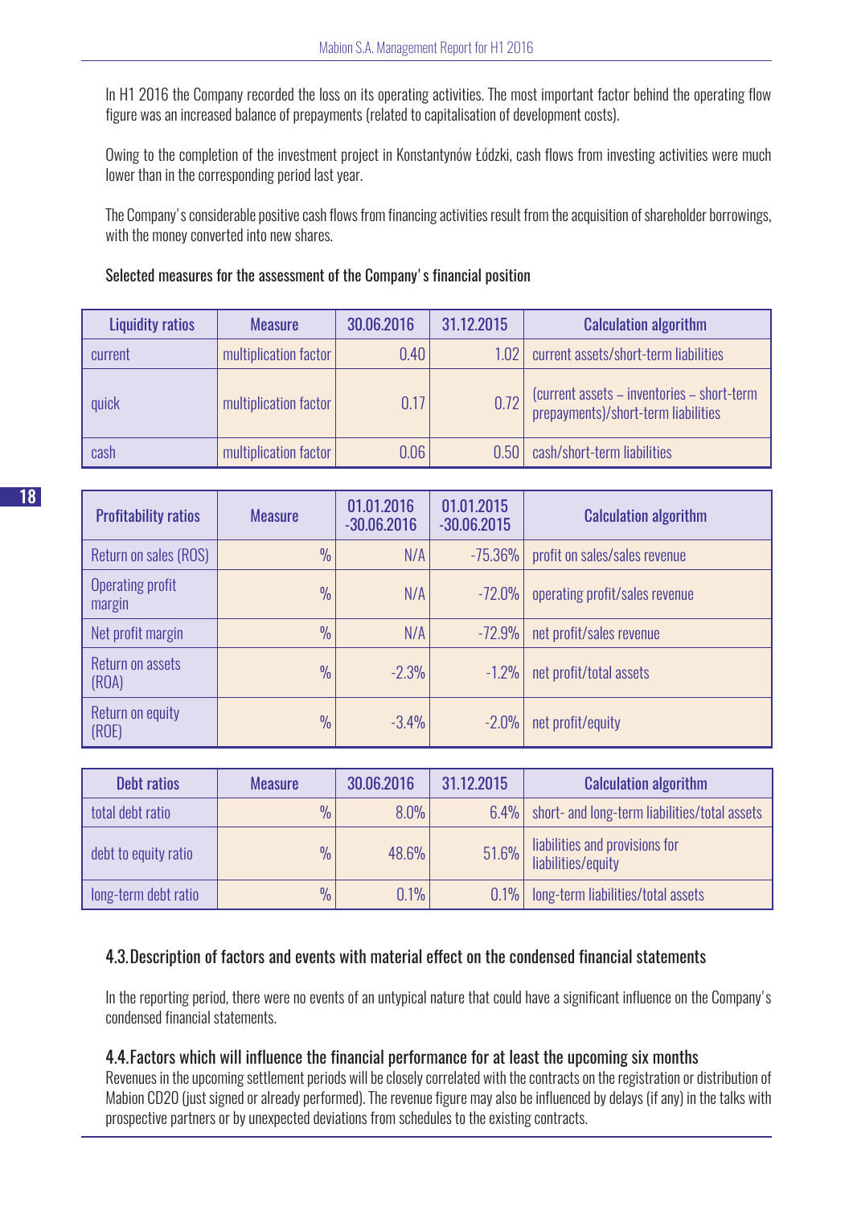In H1 2016 the Company recorded the loss on its operating activities. The most important factor behind the operating flow figure was an increased balance of prepayments (related to capitalisation of development costs).

Owing to the completion of the investment project in Konstantynów Łódzki, cash flows from investing activities were much lower than in the corresponding period last year.

The Company's considerable positive cash flows from financing activities result from the acquisition of shareholder borrowings, with the money converted into new shares.

Selected measures for the assessment of the Company's financial position

| Liquidity ratios | Measure | 30.06.2016 | 31.12.2015 | Calculation algorithm |
|---|---|---|---|---|
| current | multiplication factor | 0.40 | 1.02 | current assets/short-term liabilities |
| quick | multiplication factor | 0.17 | 0.72 | (current assets – inventories – short-term prepayments)/short-term liabilities |
| cash | multiplication factor | 0.06 | 0.50 | cash/short-term liabilities |

| Profitability ratios | Measure | 01.01.2016 -30.06.2016 | 01.01.2015 -30.06.2015 | Calculation algorithm |
|---|---|---|---|---|
| Return on sales (ROS) | % | N/A | -75.36% | profit on sales/sales revenue |
| Operating profit margin | % | N/A | -72.0% | operating profit/sales revenue |
| Net profit margin | % | N/A | -72.9% | net profit/sales revenue |
| Return on assets (ROA) | % | -2.3% | -1.2% | net profit/total assets |
| Return on equity (ROE) | % | -3.4% | -2.0% | net profit/equity |

| Debt ratios | Measure | 30.06.2016 | 31.12.2015 | Calculation algorithm |
|---|---|---|---|---|
| total debt ratio | % | 8.0% | 6.4% | short- and long-term liabilities/total assets |
| debt to equity ratio | % | 48.6% | 51.6% | liabilities and provisions for liabilities/equity |
| long-term debt ratio | % | 0.1% | 0.1% | long-term liabilities/total assets |

## 4.3. Description of factors and events with material effect on the condensed financial statements

In the reporting period, there were no events of an untypical nature that could have a significant influence on the Company's condensed financial statements.

## 4.4. Factors which will influence the financial performance for at least the upcoming six months

Revenues in the upcoming settlement periods will be closely correlated with the contracts on the registration or distribution of Mabion CD20 (just signed or already performed). The revenue figure may also be influenced by delays (if any) in the talks with prospective partners or by unexpected deviations from schedules to the existing contracts.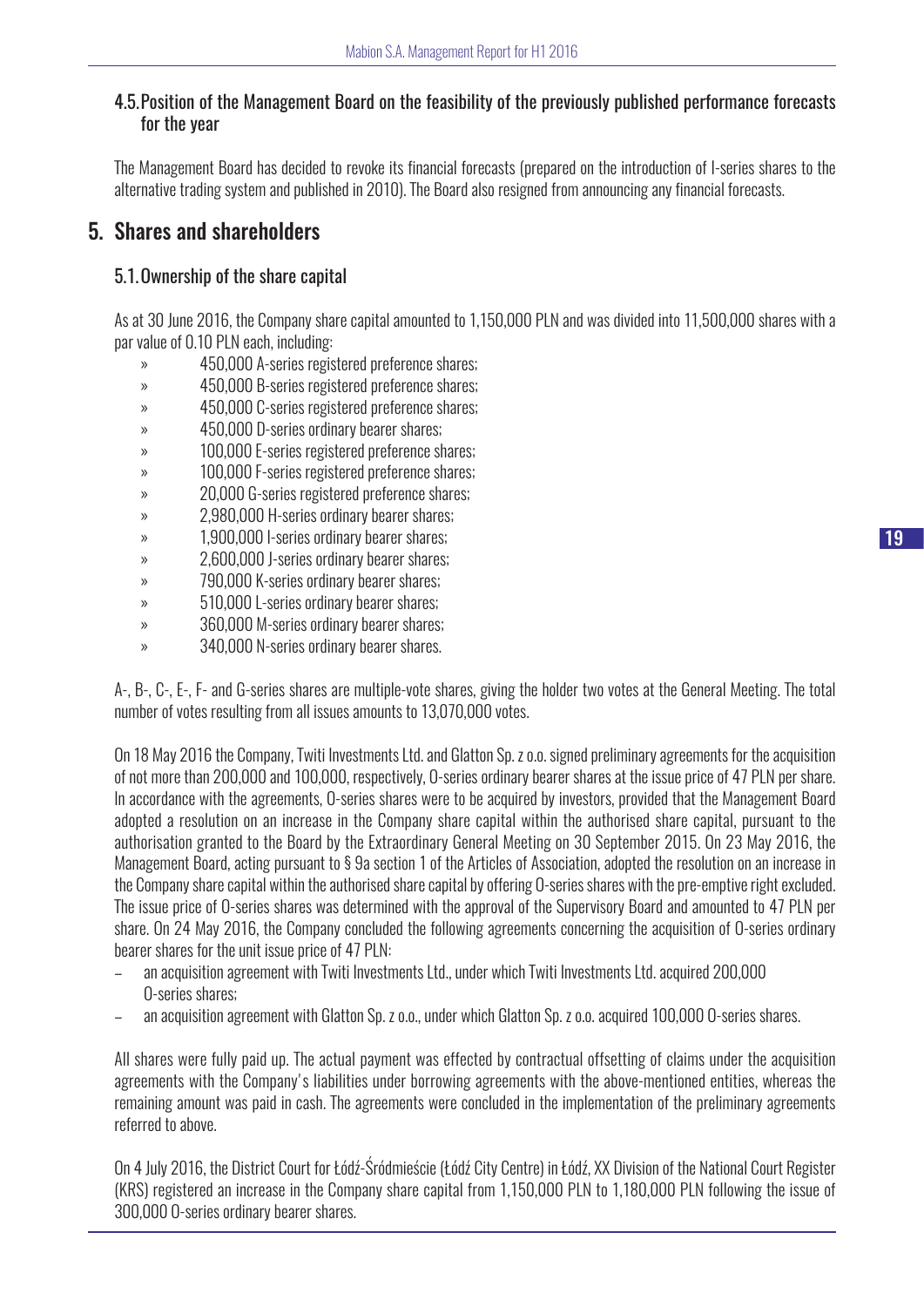### 4.5. Position of the Management Board on the feasibility of the previously published performance forecasts for the year

The Management Board has decided to revoke its financial forecasts (prepared on the introduction of I-series shares to the alternative trading system and published in 2010). The Board also resigned from announcing any financial forecasts.

## 5. Shares and shareholders

### 5.1. Ownership of the share capital

As at 30 June 2016, the Company share capital amounted to 1,150,000 PLN and was divided into 11,500,000 shares with a par value of 0.10 PLN each, including:

- 450,000 A-series registered preference shares;
- 450,000 B-series registered preference shares;
- 450,000 C-series registered preference shares;
- 450,000 D-series ordinary bearer shares;
- 100,000 E-series registered preference shares;
- 100,000 F-series registered preference shares;
- 20,000 G-series registered preference shares;
- 2,980,000 H-series ordinary bearer shares;
- 1,900,000 I-series ordinary bearer shares;
- 2,600,000 J-series ordinary bearer shares;
- 790,000 K-series ordinary bearer shares;
- 510,000 L-series ordinary bearer shares;
- 360,000 M-series ordinary bearer shares;
- 340,000 N-series ordinary bearer shares.

A-, B-, C-, E-, F- and G-series shares are multiple-vote shares, giving the holder two votes at the General Meeting. The total number of votes resulting from all issues amounts to 13,070,000 votes.

On 18 May 2016 the Company, Twiti Investments Ltd. and Glatton Sp. z o.o. signed preliminary agreements for the acquisition of not more than 200,000 and 100,000, respectively, O-series ordinary bearer shares at the issue price of 47 PLN per share. In accordance with the agreements, O-series shares were to be acquired by investors, provided that the Management Board adopted a resolution on an increase in the Company share capital within the authorised share capital, pursuant to the authorisation granted to the Board by the Extraordinary General Meeting on 30 September 2015. On 23 May 2016, the Management Board, acting pursuant to § 9a section 1 of the Articles of Association, adopted the resolution on an increase in the Company share capital within the authorised share capital by offering O-series shares with the pre-emptive right excluded. The issue price of O-series shares was determined with the approval of the Supervisory Board and amounted to 47 PLN per share. On 24 May 2016, the Company concluded the following agreements concerning the acquisition of O-series ordinary bearer shares for the unit issue price of 47 PLN:

- an acquisition agreement with Twiti Investments Ltd., under which Twiti Investments Ltd. acquired 200,000 O-series shares;
- an acquisition agreement with Glatton Sp. z o.o., under which Glatton Sp. z o.o. acquired 100,000 O-series shares.

All shares were fully paid up. The actual payment was effected by contractual offsetting of claims under the acquisition agreements with the Company's liabilities under borrowing agreements with the above-mentioned entities, whereas the remaining amount was paid in cash. The agreements were concluded in the implementation of the preliminary agreements referred to above.

On 4 July 2016, the District Court for Łódź-Śródmieście (Łódź City Centre) in Łódź, XX Division of the National Court Register (KRS) registered an increase in the Company share capital from 1,150,000 PLN to 1,180,000 PLN following the issue of 300,000 O-series ordinary bearer shares.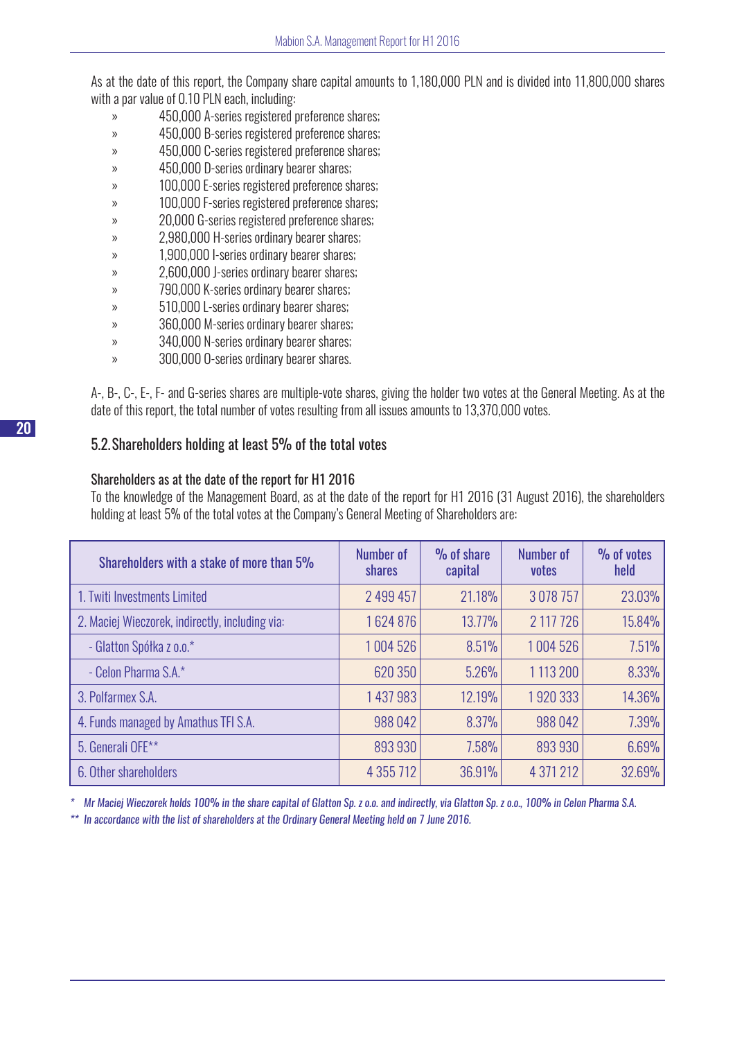As at the date of this report, the Company share capital amounts to 1,180,000 PLN and is divided into 11,800,000 shares with a par value of 0.10 PLN each, including:

- 450,000 A-series registered preference shares;
- 450,000 B-series registered preference shares;
- 450,000 C-series registered preference shares;
- 450,000 D-series ordinary bearer shares;
- 100,000 E-series registered preference shares;
- 100,000 F-series registered preference shares;
- 20,000 G-series registered preference shares;
- 2,980,000 H-series ordinary bearer shares;
- 1,900,000 I-series ordinary bearer shares;
- 2,600,000 J-series ordinary bearer shares;
- 790,000 K-series ordinary bearer shares;
- 510,000 L-series ordinary bearer shares;
- 360,000 M-series ordinary bearer shares;
- 340,000 N-series ordinary bearer shares;
- 300,000 O-series ordinary bearer shares.

A-, B-, C-, E-, F- and G-series shares are multiple-vote shares, giving the holder two votes at the General Meeting. As at the date of this report, the total number of votes resulting from all issues amounts to 13,370,000 votes.

## 5.2. Shareholders holding at least 5% of the total votes

### Shareholders as at the date of the report for H1 2016

To the knowledge of the Management Board, as at the date of the report for H1 2016 (31 August 2016), the shareholders holding at least 5% of the total votes at the Company's General Meeting of Shareholders are:

| Shareholders with a stake of more than 5% | Number of shares | % of share capital | Number of votes | % of votes held |
|---|---|---|---|---|
| 1. Twiti Investments Limited | 2 499 457 | 21.18% | 3 078 757 | 23.03% |
| 2. Maciej Wieczorek, indirectly, including via: | 1 624 876 | 13.77% | 2 117 726 | 15.84% |
| - Glatton Spółka z o.o.* | 1 004 526 | 8.51% | 1 004 526 | 7.51% |
| - Celon Pharma S.A.* | 620 350 | 5.26% | 1 113 200 | 8.33% |
| 3. Polfarmex S.A. | 1 437 983 | 12.19% | 1 920 333 | 14.36% |
| 4. Funds managed by Amathus TFI S.A. | 988 042 | 8.37% | 988 042 | 7.39% |
| 5. Generali OFE** | 893 930 | 7.58% | 893 930 | 6.69% |
| 6. Other shareholders | 4 355 712 | 36.91% | 4 371 212 | 32.69% |

\* *Mr Maciej Wieczorek holds 100% in the share capital of Glatton Sp. z o.o. and indirectly, via Glatton Sp. z o.o., 100% in Celon Pharma S.A.*

\*\* *In accordance with the list of shareholders at the Ordinary General Meeting held on 7 June 2016.*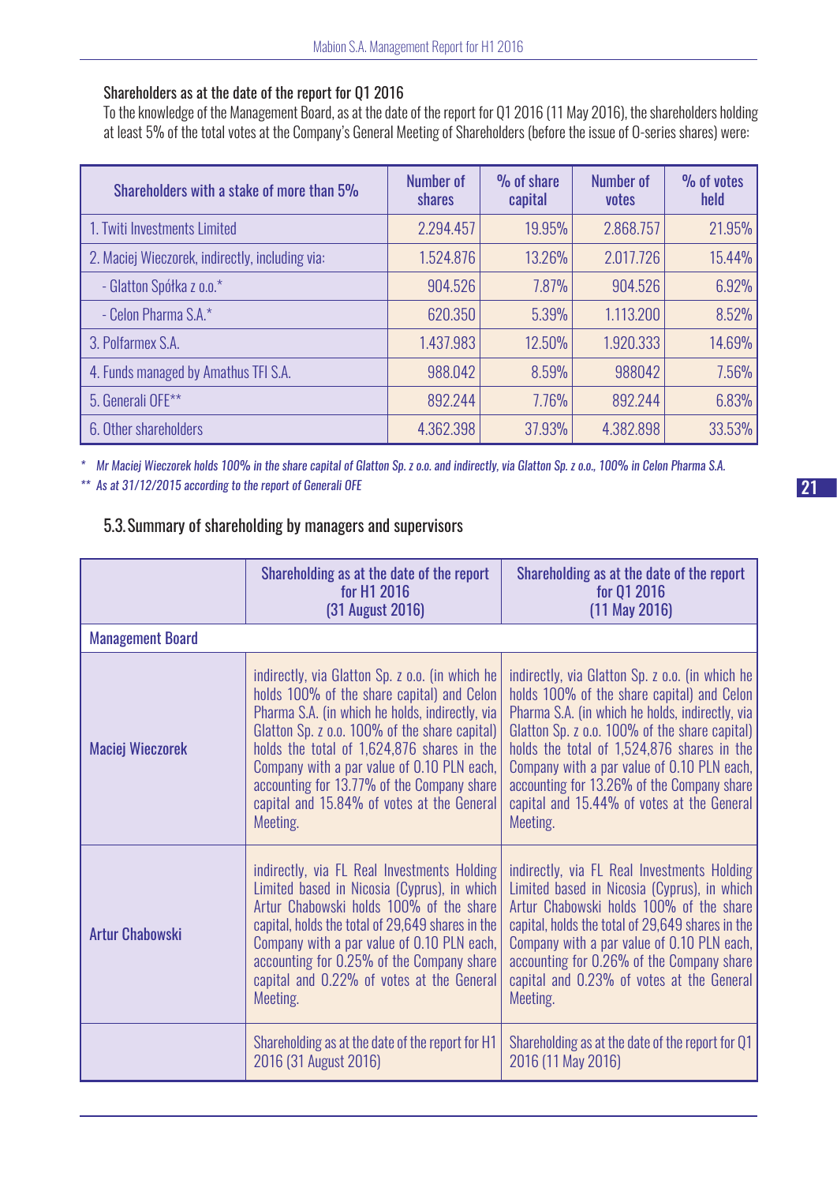### Shareholders as at the date of the report for Q1 2016

To the knowledge of the Management Board, as at the date of the report for Q1 2016 (11 May 2016), the shareholders holding at least 5% of the total votes at the Company's General Meeting of Shareholders (before the issue of O-series shares) were:

| Shareholders with a stake of more than 5% | Number of shares | % of share capital | Number of votes | % of votes held |
|---|---|---|---|---|
| 1. Twiti Investments Limited | 2.294.457 | 19.95% | 2.868.757 | 21.95% |
| 2. Maciej Wieczorek, indirectly, including via: | 1.524.876 | 13.26% | 2.017.726 | 15.44% |
| - Glatton Spółka z o.o.* | 904.526 | 7.87% | 904.526 | 6.92% |
| - Celon Pharma S.A.* | 620.350 | 5.39% | 1.113.200 | 8.52% |
| 3. Polfarmex S.A. | 1.437.983 | 12.50% | 1.920.333 | 14.69% |
| 4. Funds managed by Amathus TFI S.A. | 988.042 | 8.59% | 988042 | 7.56% |
| 5. Generali OFE** | 892.244 | 7.76% | 892.244 | 6.83% |
| 6. Other shareholders | 4.362.398 | 37.93% | 4.382.898 | 33.53% |

*\* Mr Maciej Wieczorek holds 100% in the share capital of Glatton Sp. z o.o. and indirectly, via Glatton Sp. z o.o., 100% in Celon Pharma S.A.*

*\*\* As at 31/12/2015 according to the report of Generali OFE*

## 5.3. Summary of shareholding by managers and supervisors

| | Shareholding as at the date of the report for H1 2016 (31 August 2016) | Shareholding as at the date of the report for Q1 2016 (11 May 2016) |
|---|---|---|
| **Management Board** | | |
| Maciej Wieczorek | indirectly, via Glatton Sp. z o.o. (in which he holds 100% of the share capital) and Celon Pharma S.A. (in which he holds, indirectly, via Glatton Sp. z o.o. 100% of the share capital) holds the total of 1,624,876 shares in the Company with a par value of 0.10 PLN each, accounting for 13.77% of the Company share capital and 15.84% of votes at the General Meeting. | indirectly, via Glatton Sp. z o.o. (in which he holds 100% of the share capital) and Celon Pharma S.A. (in which he holds, indirectly, via Glatton Sp. z o.o. 100% of the share capital) holds the total of 1,524,876 shares in the Company with a par value of 0.10 PLN each, accounting for 13.26% of the Company share capital and 15.44% of votes at the General Meeting. |
| Artur Chabowski | indirectly, via FL Real Investments Holding Limited based in Nicosia (Cyprus), in which Artur Chabowski holds 100% of the share capital, holds the total of 29,649 shares in the Company with a par value of 0.10 PLN each, accounting for 0.25% of the Company share capital and 0.22% of votes at the General Meeting. | indirectly, via FL Real Investments Holding Limited based in Nicosia (Cyprus), in which Artur Chabowski holds 100% of the share capital, holds the total of 29,649 shares in the Company with a par value of 0.10 PLN each, accounting for 0.26% of the Company share capital and 0.23% of votes at the General Meeting. |
| | Shareholding as at the date of the report for H1 2016 (31 August 2016) | Shareholding as at the date of the report for Q1 2016 (11 May 2016) |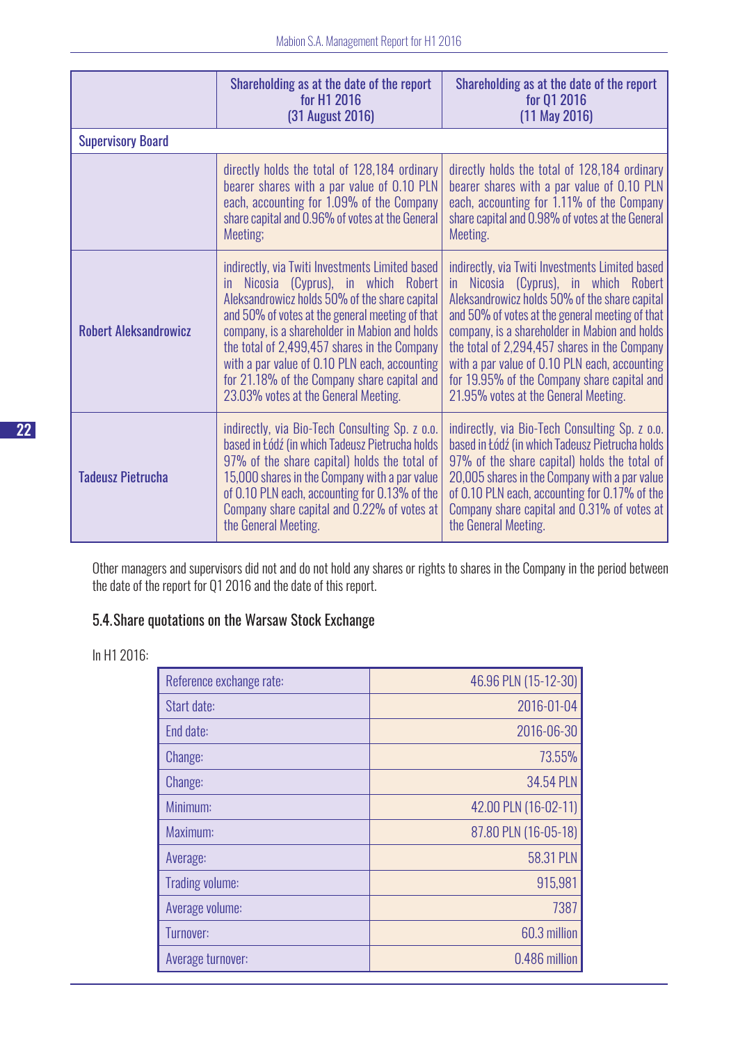| | Shareholding as at the date of the report for H1 2016 (31 August 2016) | Shareholding as at the date of the report for Q1 2016 (11 May 2016) |
|---|---|---|
| **Supervisory Board** | | |
| | directly holds the total of 128,184 ordinary bearer shares with a par value of 0.10 PLN each, accounting for 1.09% of the Company share capital and 0.96% of votes at the General Meeting; | directly holds the total of 128,184 ordinary bearer shares with a par value of 0.10 PLN each, accounting for 1.11% of the Company share capital and 0.98% of votes at the General Meeting. |
| **Robert Aleksandrowicz** | indirectly, via Twiti Investments Limited based in Nicosia (Cyprus), in which Robert Aleksandrowicz holds 50% of the share capital and 50% of votes at the general meeting of that company, is a shareholder in Mabion and holds the total of 2,499,457 shares in the Company with a par value of 0.10 PLN each, accounting for 21.18% of the Company share capital and 23.03% votes at the General Meeting. | indirectly, via Twiti Investments Limited based in Nicosia (Cyprus), in which Robert Aleksandrowicz holds 50% of the share capital and 50% of votes at the general meeting of that company, is a shareholder in Mabion and holds the total of 2,294,457 shares in the Company with a par value of 0.10 PLN each, accounting for 19.95% of the Company share capital and 21.95% votes at the General Meeting. |
| **Tadeusz Pietrucha** | indirectly, via Bio-Tech Consulting Sp. z o.o. based in Łódź (in which Tadeusz Pietrucha holds 97% of the share capital) holds the total of 15,000 shares in the Company with a par value of 0.10 PLN each, accounting for 0.13% of the Company share capital and 0.22% of votes at the General Meeting. | indirectly, via Bio-Tech Consulting Sp. z o.o. based in Łódź (in which Tadeusz Pietrucha holds 97% of the share capital) holds the total of 20,005 shares in the Company with a par value of 0.10 PLN each, accounting for 0.17% of the Company share capital and 0.31% of votes at the General Meeting. |

Other managers and supervisors did not and do not hold any shares or rights to shares in the Company in the period between the date of the report for Q1 2016 and the date of this report.

## 5.4. Share quotations on the Warsaw Stock Exchange

In H1 2016:

| | |
|---|---|
| Reference exchange rate: | 46.96 PLN (15-12-30) |
| Start date: | 2016-01-04 |
| End date: | 2016-06-30 |
| Change: | 73.55% |
| Change: | 34.54 PLN |
| Minimum: | 42.00 PLN (16-02-11) |
| Maximum: | 87.80 PLN (16-05-18) |
| Average: | 58.31 PLN |
| Trading volume: | 915,981 |
| Average volume: | 7387 |
| Turnover: | 60.3 million |
| Average turnover: | 0.486 million |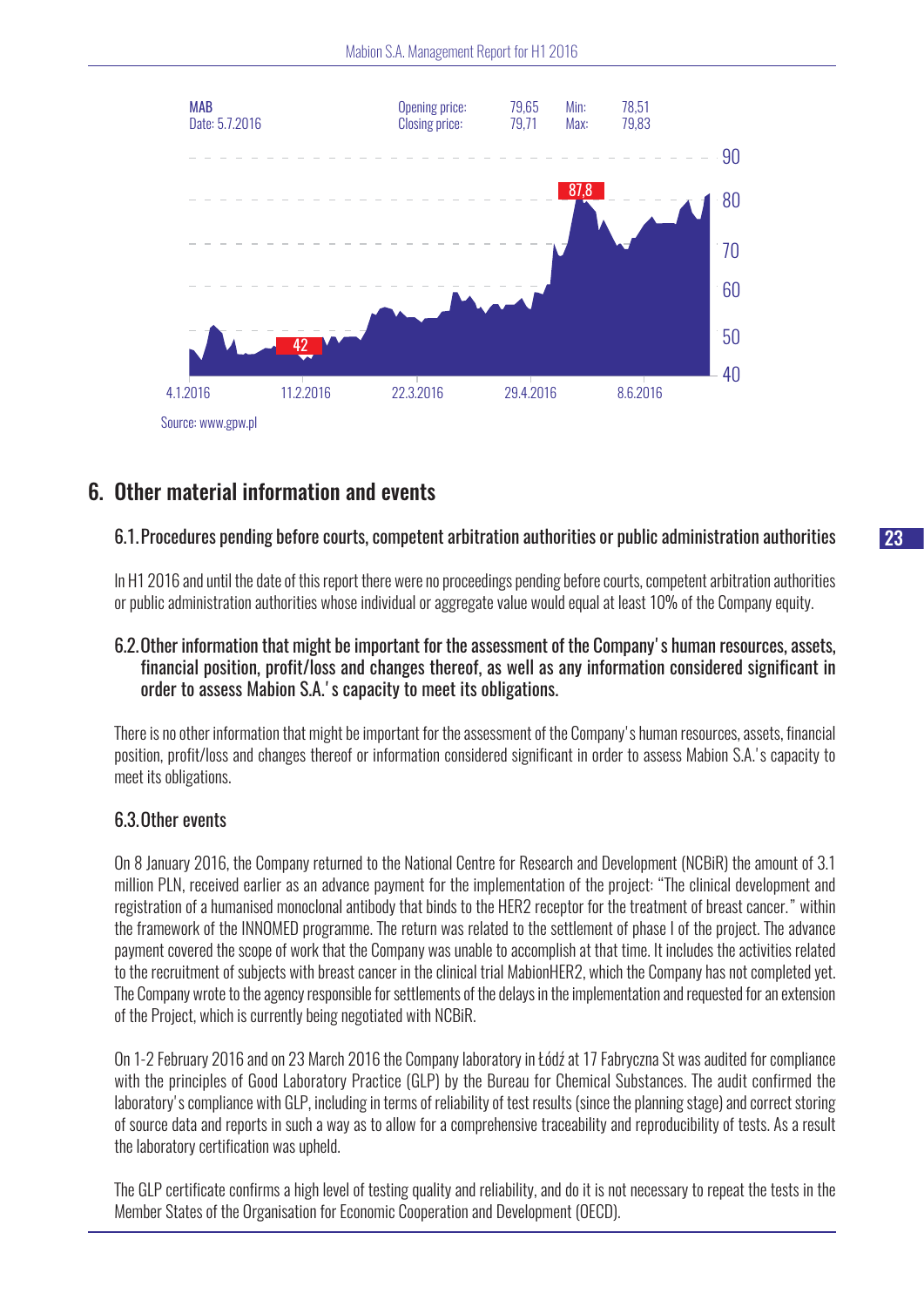MAB
Date: 5.7.2016

Opening price: 79,65 Min: 78,51
Closing price: 79,71 Max: 79,83

Source: www.gpw.pl

## 6. Other material information and events

### 6.1. Procedures pending before courts, competent arbitration authorities or public administration authorities

In H1 2016 and until the date of this report there were no proceedings pending before courts, competent arbitration authorities or public administration authorities whose individual or aggregate value would equal at least 10% of the Company equity.

### 6.2. Other information that might be important for the assessment of the Company's human resources, assets, financial position, profit/loss and changes thereof, as well as any information considered significant in order to assess Mabion S.A.'s capacity to meet its obligations.

There is no other information that might be important for the assessment of the Company's human resources, assets, financial position, profit/loss and changes thereof or information considered significant in order to assess Mabion S.A.'s capacity to meet its obligations.

### 6.3. Other events

On 8 January 2016, the Company returned to the National Centre for Research and Development (NCBiR) the amount of 3.1 million PLN, received earlier as an advance payment for the implementation of the project: "The clinical development and registration of a humanised monoclonal antibody that binds to the HER2 receptor for the treatment of breast cancer." within the framework of the INNOMED programme. The return was related to the settlement of phase I of the project. The advance payment covered the scope of work that the Company was unable to accomplish at that time. It includes the activities related to the recruitment of subjects with breast cancer in the clinical trial MabionHER2, which the Company has not completed yet. The Company wrote to the agency responsible for settlements of the delays in the implementation and requested for an extension of the Project, which is currently being negotiated with NCBiR.

On 1-2 February 2016 and on 23 March 2016 the Company laboratory in Łódź at 17 Fabryczna St was audited for compliance with the principles of Good Laboratory Practice (GLP) by the Bureau for Chemical Substances. The audit confirmed the laboratory's compliance with GLP, including in terms of reliability of test results (since the planning stage) and correct storing of source data and reports in such a way as to allow for a comprehensive traceability and reproducibility of tests. As a result the laboratory certification was upheld.

The GLP certificate confirms a high level of testing quality and reliability, and do it is not necessary to repeat the tests in the Member States of the Organisation for Economic Cooperation and Development (OECD).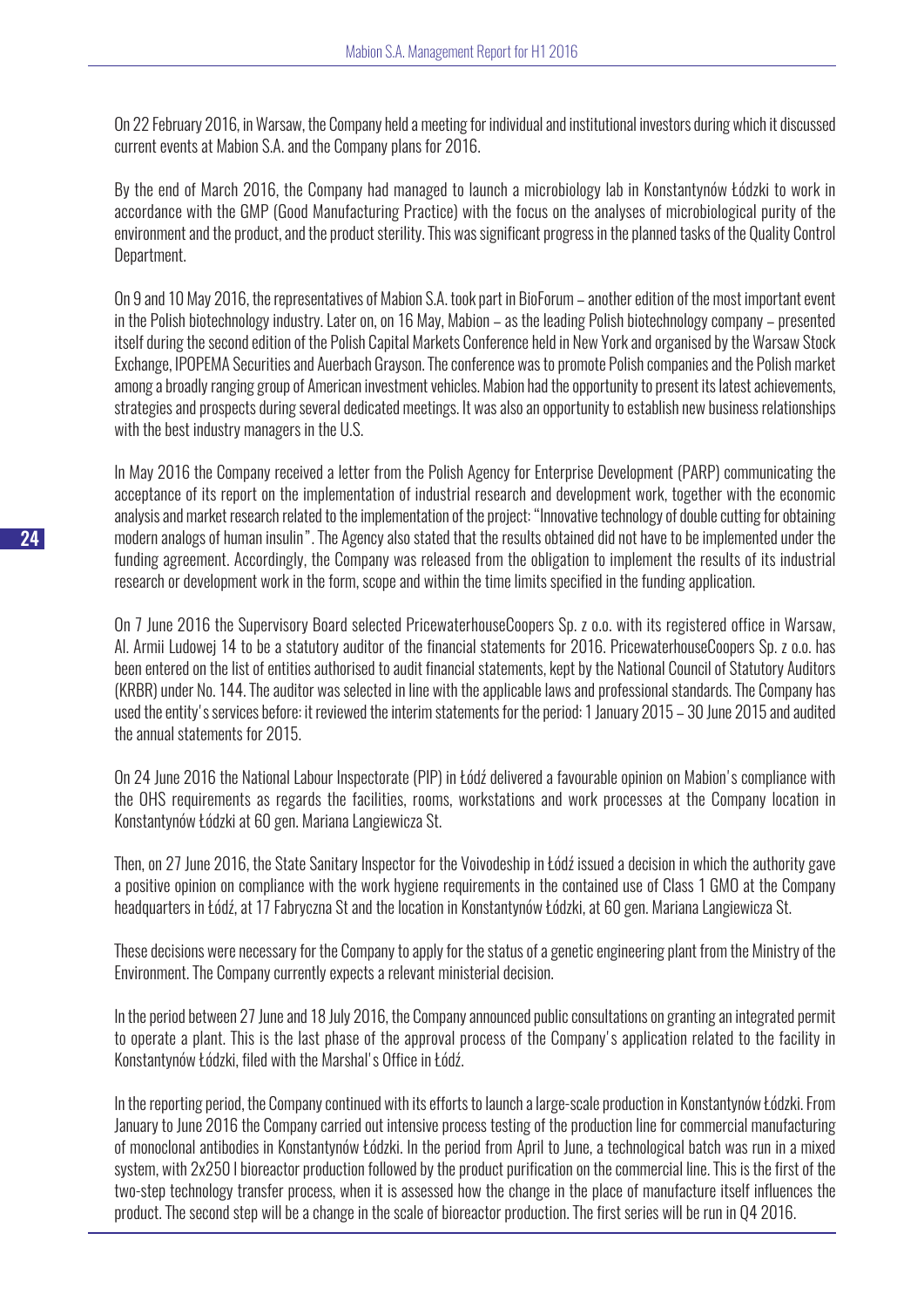On 22 February 2016, in Warsaw, the Company held a meeting for individual and institutional investors during which it discussed current events at Mabion S.A. and the Company plans for 2016.

By the end of March 2016, the Company had managed to launch a microbiology lab in Konstantynów Łódzki to work in accordance with the GMP (Good Manufacturing Practice) with the focus on the analyses of microbiological purity of the environment and the product, and the product sterility. This was significant progress in the planned tasks of the Quality Control Department.

On 9 and 10 May 2016, the representatives of Mabion S.A. took part in BioForum – another edition of the most important event in the Polish biotechnology industry. Later on, on 16 May, Mabion – as the leading Polish biotechnology company – presented itself during the second edition of the Polish Capital Markets Conference held in New York and organised by the Warsaw Stock Exchange, IPOPEMA Securities and Auerbach Grayson. The conference was to promote Polish companies and the Polish market among a broadly ranging group of American investment vehicles. Mabion had the opportunity to present its latest achievements, strategies and prospects during several dedicated meetings. It was also an opportunity to establish new business relationships with the best industry managers in the U.S.

In May 2016 the Company received a letter from the Polish Agency for Enterprise Development (PARP) communicating the acceptance of its report on the implementation of industrial research and development work, together with the economic analysis and market research related to the implementation of the project: "Innovative technology of double cutting for obtaining modern analogs of human insulin". The Agency also stated that the results obtained did not have to be implemented under the funding agreement. Accordingly, the Company was released from the obligation to implement the results of its industrial research or development work in the form, scope and within the time limits specified in the funding application.

On 7 June 2016 the Supervisory Board selected PricewaterhouseCoopers Sp. z o.o. with its registered office in Warsaw, Al. Armii Ludowej 14 to be a statutory auditor of the financial statements for 2016. PricewaterhouseCoopers Sp. z o.o. has been entered on the list of entities authorised to audit financial statements, kept by the National Council of Statutory Auditors (KRBR) under No. 144. The auditor was selected in line with the applicable laws and professional standards. The Company has used the entity's services before: it reviewed the interim statements for the period: 1 January 2015 – 30 June 2015 and audited the annual statements for 2015.

On 24 June 2016 the National Labour Inspectorate (PIP) in Łódź delivered a favourable opinion on Mabion's compliance with the OHS requirements as regards the facilities, rooms, workstations and work processes at the Company location in Konstantynów Łódzki at 60 gen. Mariana Langiewicza St.

Then, on 27 June 2016, the State Sanitary Inspector for the Voivodeship in Łódź issued a decision in which the authority gave a positive opinion on compliance with the work hygiene requirements in the contained use of Class 1 GMO at the Company headquarters in Łódź, at 17 Fabryczna St and the location in Konstantynów Łódzki, at 60 gen. Mariana Langiewicza St.

These decisions were necessary for the Company to apply for the status of a genetic engineering plant from the Ministry of the Environment. The Company currently expects a relevant ministerial decision.

In the period between 27 June and 18 July 2016, the Company announced public consultations on granting an integrated permit to operate a plant. This is the last phase of the approval process of the Company's application related to the facility in Konstantynów Łódzki, filed with the Marshal's Office in Łódź.

In the reporting period, the Company continued with its efforts to launch a large-scale production in Konstantynów Łódzki. From January to June 2016 the Company carried out intensive process testing of the production line for commercial manufacturing of monoclonal antibodies in Konstantynów Łódzki. In the period from April to June, a technological batch was run in a mixed system, with 2x250 l bioreactor production followed by the product purification on the commercial line. This is the first of the two-step technology transfer process, when it is assessed how the change in the place of manufacture itself influences the product. The second step will be a change in the scale of bioreactor production. The first series will be run in Q4 2016.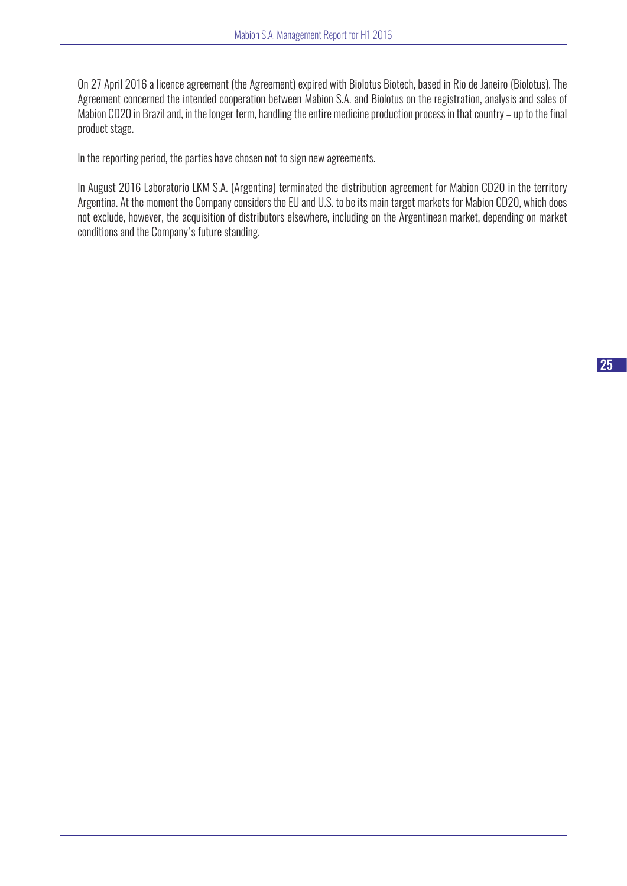On 27 April 2016 a licence agreement (the Agreement) expired with Biolotus Biotech, based in Rio de Janeiro (Biolotus). The Agreement concerned the intended cooperation between Mabion S.A. and Biolotus on the registration, analysis and sales of Mabion CD20 in Brazil and, in the longer term, handling the entire medicine production process in that country – up to the final product stage.

In the reporting period, the parties have chosen not to sign new agreements.

In August 2016 Laboratorio LKM S.A. (Argentina) terminated the distribution agreement for Mabion CD20 in the territory Argentina. At the moment the Company considers the EU and U.S. to be its main target markets for Mabion CD20, which does not exclude, however, the acquisition of distributors elsewhere, including on the Argentinean market, depending on market conditions and the Company's future standing.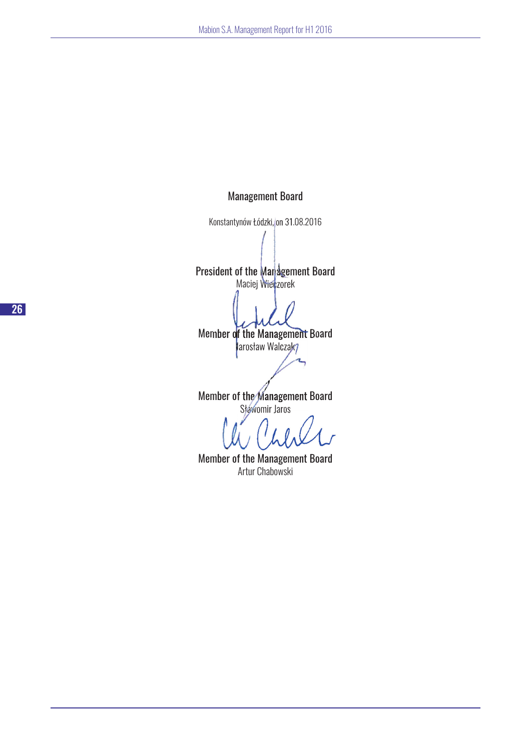Management Board

Konstantynów Łódzki, on 31.08.2016

President of the Management Board
Maciej Wieczorek

Member of the Management Board
Jarosław Walczak

Member of the Management Board
Sławomir Jaros

Member of the Management Board
Artur Chabowski